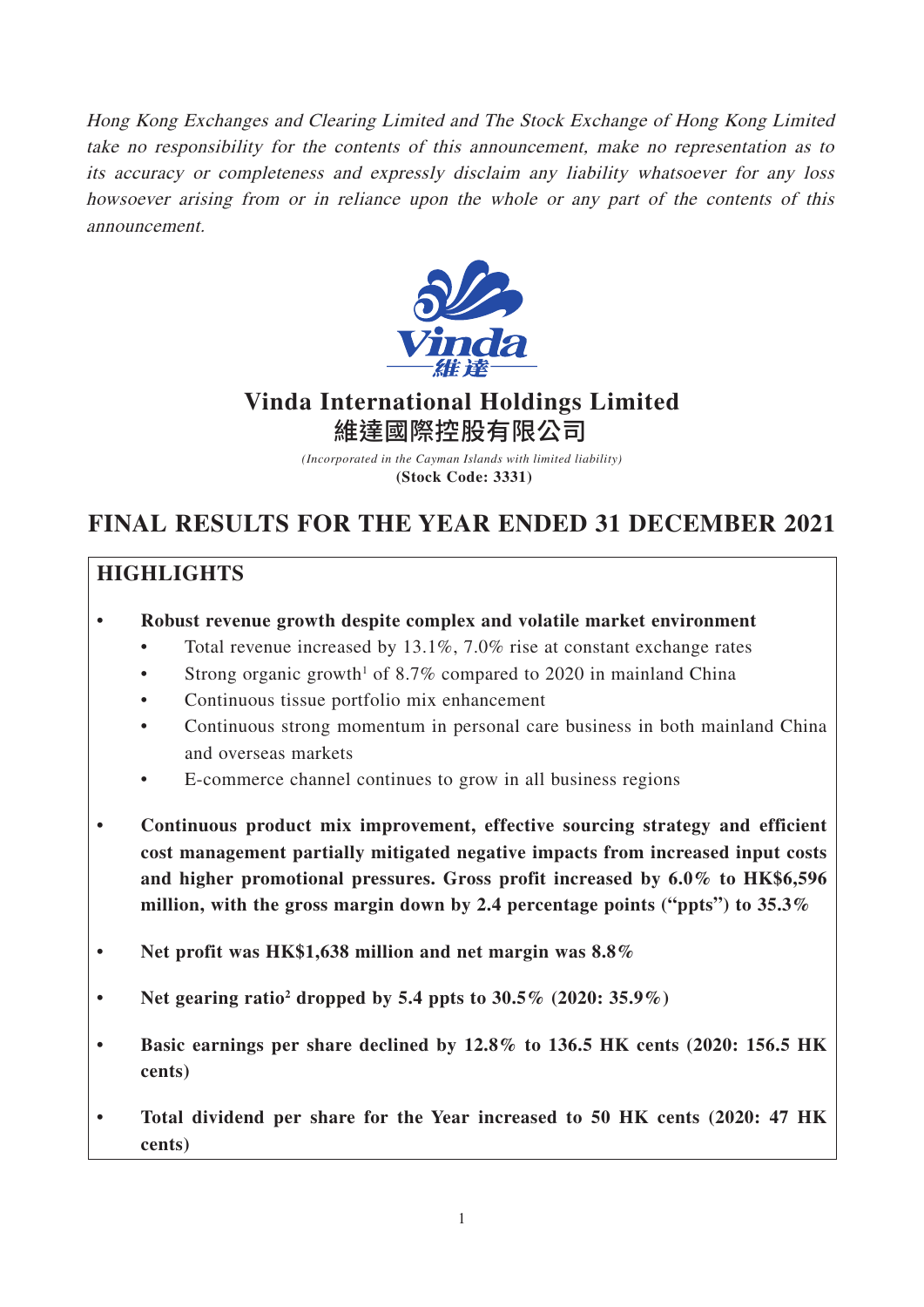*Hong Kong Exchanges and Clearing Limited and The Stock Exchange of Hong Kong Limited take no responsibility for the contents of this announcement, make no representation as to its accuracy or completeness and expressly disclaim any liability whatsoever for any loss howsoever arising from or in reliance upon the whole or any part of the contents of this announcement.*

# Vinda International Holdings Limited
# 維達國際控股有限公司

*(Incorporated in the Cayman Islands with limited liability)*
**(Stock Code: 3331)**

# FINAL RESULTS FOR THE YEAR ENDED 31 DECEMBER 2021

## HIGHLIGHTS

- **Robust revenue growth despite complex and volatile market environment**
  - Total revenue increased by 13.1%, 7.0% rise at constant exchange rates
  - Strong organic growth[1] of 8.7% compared to 2020 in mainland China
  - Continuous tissue portfolio mix enhancement
  - Continuous strong momentum in personal care business in both mainland China and overseas markets
  - E-commerce channel continues to grow in all business regions
- **Continuous product mix improvement, effective sourcing strategy and efficient cost management partially mitigated negative impacts from increased input costs and higher promotional pressures. Gross profit increased by 6.0% to HK$6,596 million, with the gross margin down by 2.4 percentage points ("ppts") to 35.3%**
- **Net profit was HK$1,638 million and net margin was 8.8%**
- **Net gearing ratio[2] dropped by 5.4 ppts to 30.5% (2020: 35.9%)**
- **Basic earnings per share declined by 12.8% to 136.5 HK cents (2020: 156.5 HK cents)**
- **Total dividend per share for the Year increased to 50 HK cents (2020: 47 HK cents)**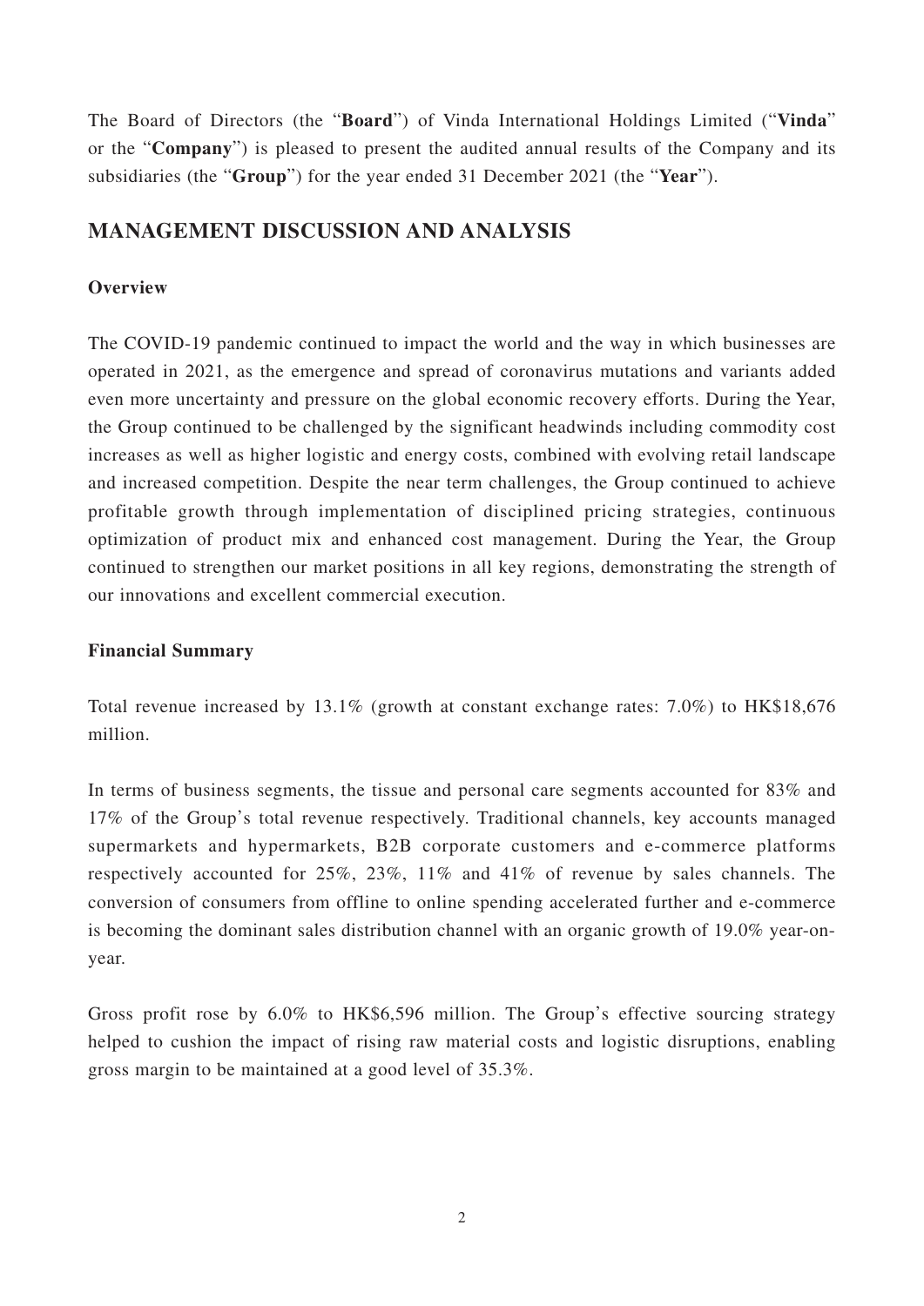The Board of Directors (the "**Board**") of Vinda International Holdings Limited ("**Vinda**" or the "**Company**") is pleased to present the audited annual results of the Company and its subsidiaries (the "**Group**") for the year ended 31 December 2021 (the "**Year**").

## MANAGEMENT DISCUSSION AND ANALYSIS

### Overview

The COVID-19 pandemic continued to impact the world and the way in which businesses are operated in 2021, as the emergence and spread of coronavirus mutations and variants added even more uncertainty and pressure on the global economic recovery efforts. During the Year, the Group continued to be challenged by the significant headwinds including commodity cost increases as well as higher logistic and energy costs, combined with evolving retail landscape and increased competition. Despite the near term challenges, the Group continued to achieve profitable growth through implementation of disciplined pricing strategies, continuous optimization of product mix and enhanced cost management. During the Year, the Group continued to strengthen our market positions in all key regions, demonstrating the strength of our innovations and excellent commercial execution.

### Financial Summary

Total revenue increased by 13.1% (growth at constant exchange rates: 7.0%) to HK$18,676 million.

In terms of business segments, the tissue and personal care segments accounted for 83% and 17% of the Group's total revenue respectively. Traditional channels, key accounts managed supermarkets and hypermarkets, B2B corporate customers and e-commerce platforms respectively accounted for 25%, 23%, 11% and 41% of revenue by sales channels. The conversion of consumers from offline to online spending accelerated further and e-commerce is becoming the dominant sales distribution channel with an organic growth of 19.0% year-on-year.

Gross profit rose by 6.0% to HK$6,596 million. The Group's effective sourcing strategy helped to cushion the impact of rising raw material costs and logistic disruptions, enabling gross margin to be maintained at a good level of 35.3%.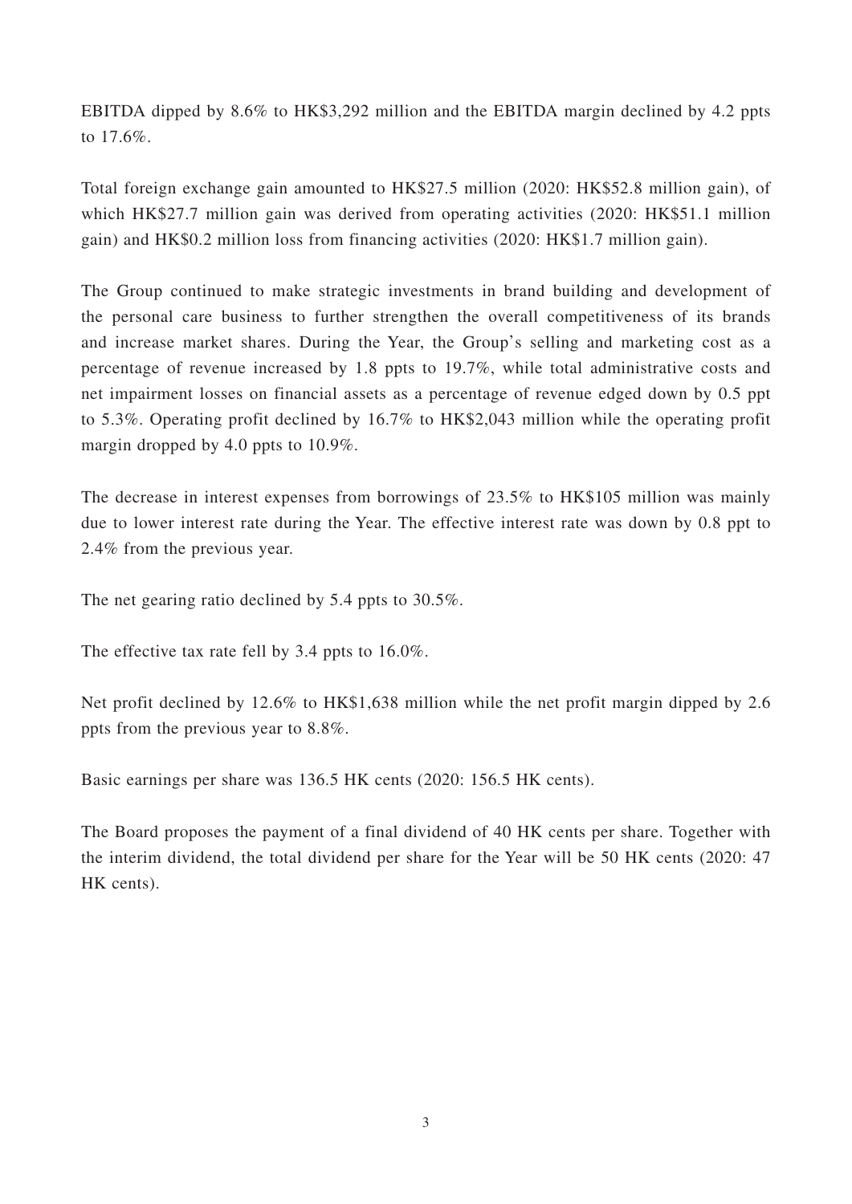EBITDA dipped by 8.6% to HK$3,292 million and the EBITDA margin declined by 4.2 ppts to 17.6%.

Total foreign exchange gain amounted to HK$27.5 million (2020: HK$52.8 million gain), of which HK$27.7 million gain was derived from operating activities (2020: HK$51.1 million gain) and HK$0.2 million loss from financing activities (2020: HK$1.7 million gain).

The Group continued to make strategic investments in brand building and development of the personal care business to further strengthen the overall competitiveness of its brands and increase market shares. During the Year, the Group's selling and marketing cost as a percentage of revenue increased by 1.8 ppts to 19.7%, while total administrative costs and net impairment losses on financial assets as a percentage of revenue edged down by 0.5 ppt to 5.3%. Operating profit declined by 16.7% to HK$2,043 million while the operating profit margin dropped by 4.0 ppts to 10.9%.

The decrease in interest expenses from borrowings of 23.5% to HK$105 million was mainly due to lower interest rate during the Year. The effective interest rate was down by 0.8 ppt to 2.4% from the previous year.

The net gearing ratio declined by 5.4 ppts to 30.5%.

The effective tax rate fell by 3.4 ppts to 16.0%.

Net profit declined by 12.6% to HK$1,638 million while the net profit margin dipped by 2.6 ppts from the previous year to 8.8%.

Basic earnings per share was 136.5 HK cents (2020: 156.5 HK cents).

The Board proposes the payment of a final dividend of 40 HK cents per share. Together with the interim dividend, the total dividend per share for the Year will be 50 HK cents (2020: 47 HK cents).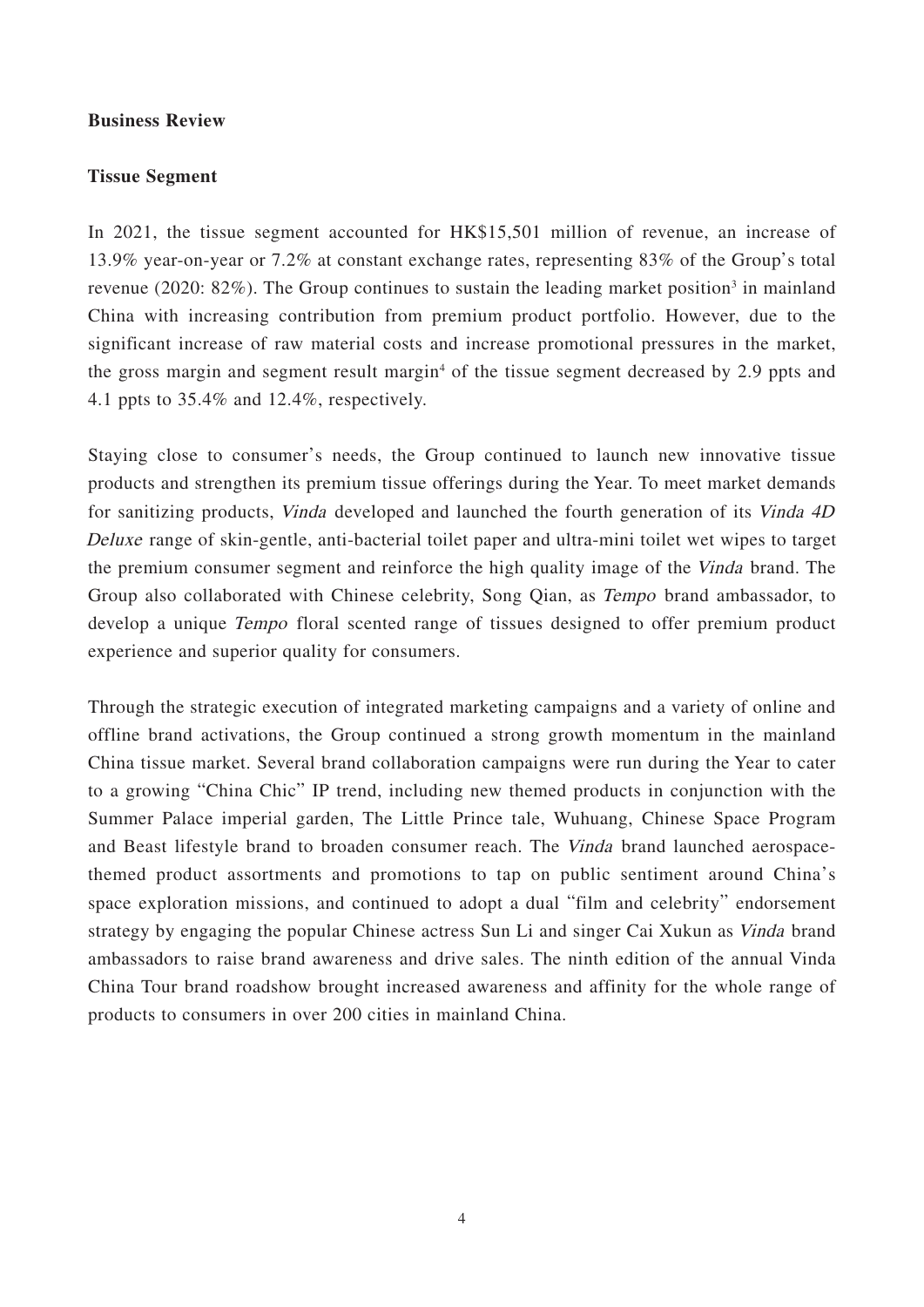**Business Review**

**Tissue Segment**

In 2021, the tissue segment accounted for HK$15,501 million of revenue, an increase of 13.9% year-on-year or 7.2% at constant exchange rates, representing 83% of the Group's total revenue (2020: 82%). The Group continues to sustain the leading market position[3] in mainland China with increasing contribution from premium product portfolio. However, due to the significant increase of raw material costs and increase promotional pressures in the market, the gross margin and segment result margin[4] of the tissue segment decreased by 2.9 ppts and 4.1 ppts to 35.4% and 12.4%, respectively.

Staying close to consumer's needs, the Group continued to launch new innovative tissue products and strengthen its premium tissue offerings during the Year. To meet market demands for sanitizing products, *Vinda* developed and launched the fourth generation of its *Vinda 4D Deluxe* range of skin-gentle, anti-bacterial toilet paper and ultra-mini toilet wet wipes to target the premium consumer segment and reinforce the high quality image of the *Vinda* brand. The Group also collaborated with Chinese celebrity, Song Qian, as *Tempo* brand ambassador, to develop a unique *Tempo* floral scented range of tissues designed to offer premium product experience and superior quality for consumers.

Through the strategic execution of integrated marketing campaigns and a variety of online and offline brand activations, the Group continued a strong growth momentum in the mainland China tissue market. Several brand collaboration campaigns were run during the Year to cater to a growing "China Chic" IP trend, including new themed products in conjunction with the Summer Palace imperial garden, The Little Prince tale, Wuhuang, Chinese Space Program and Beast lifestyle brand to broaden consumer reach. The *Vinda* brand launched aerospace-themed product assortments and promotions to tap on public sentiment around China's space exploration missions, and continued to adopt a dual "film and celebrity" endorsement strategy by engaging the popular Chinese actress Sun Li and singer Cai Xukun as *Vinda* brand ambassadors to raise brand awareness and drive sales. The ninth edition of the annual Vinda China Tour brand roadshow brought increased awareness and affinity for the whole range of products to consumers in over 200 cities in mainland China.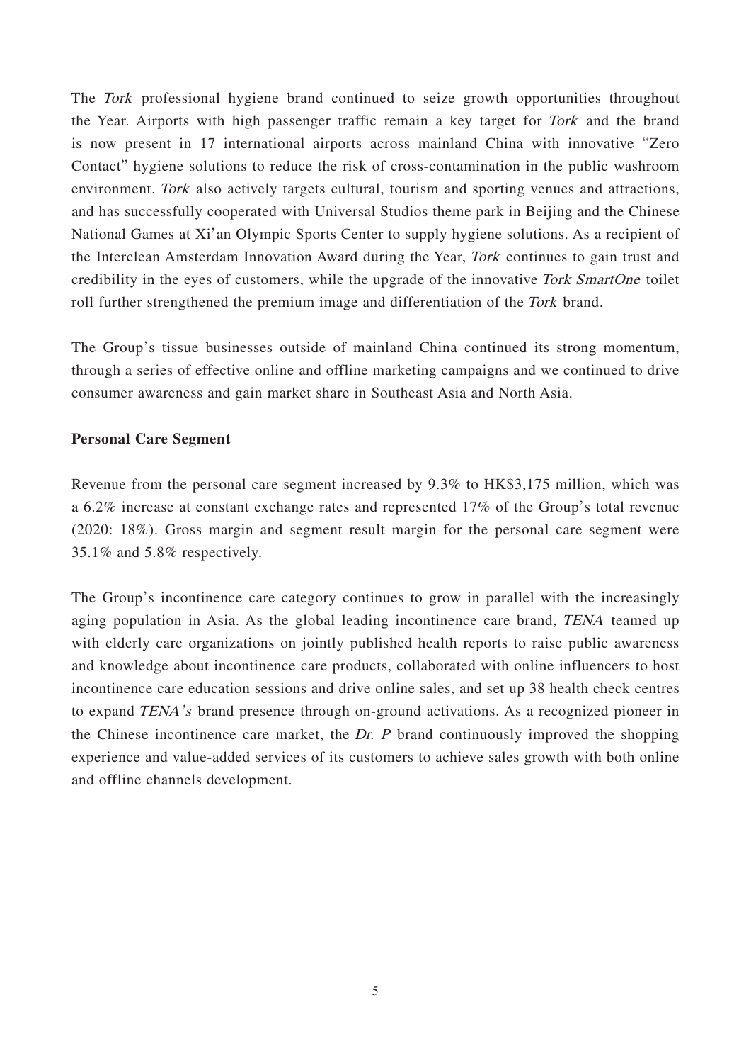The *Tork* professional hygiene brand continued to seize growth opportunities throughout the Year. Airports with high passenger traffic remain a key target for *Tork* and the brand is now present in 17 international airports across mainland China with innovative "Zero Contact" hygiene solutions to reduce the risk of cross-contamination in the public washroom environment. *Tork* also actively targets cultural, tourism and sporting venues and attractions, and has successfully cooperated with Universal Studios theme park in Beijing and the Chinese National Games at Xi'an Olympic Sports Center to supply hygiene solutions. As a recipient of the Interclean Amsterdam Innovation Award during the Year, *Tork* continues to gain trust and credibility in the eyes of customers, while the upgrade of the innovative *Tork SmartOne* toilet roll further strengthened the premium image and differentiation of the *Tork* brand.

The Group's tissue businesses outside of mainland China continued its strong momentum, through a series of effective online and offline marketing campaigns and we continued to drive consumer awareness and gain market share in Southeast Asia and North Asia.

**Personal Care Segment**

Revenue from the personal care segment increased by 9.3% to HK$3,175 million, which was a 6.2% increase at constant exchange rates and represented 17% of the Group's total revenue (2020: 18%). Gross margin and segment result margin for the personal care segment were 35.1% and 5.8% respectively.

The Group's incontinence care category continues to grow in parallel with the increasingly aging population in Asia. As the global leading incontinence care brand, *TENA* teamed up with elderly care organizations on jointly published health reports to raise public awareness and knowledge about incontinence care products, collaborated with online influencers to host incontinence care education sessions and drive online sales, and set up 38 health check centres to expand *TENA's* brand presence through on-ground activations. As a recognized pioneer in the Chinese incontinence care market, the *Dr. P* brand continuously improved the shopping experience and value-added services of its customers to achieve sales growth with both online and offline channels development.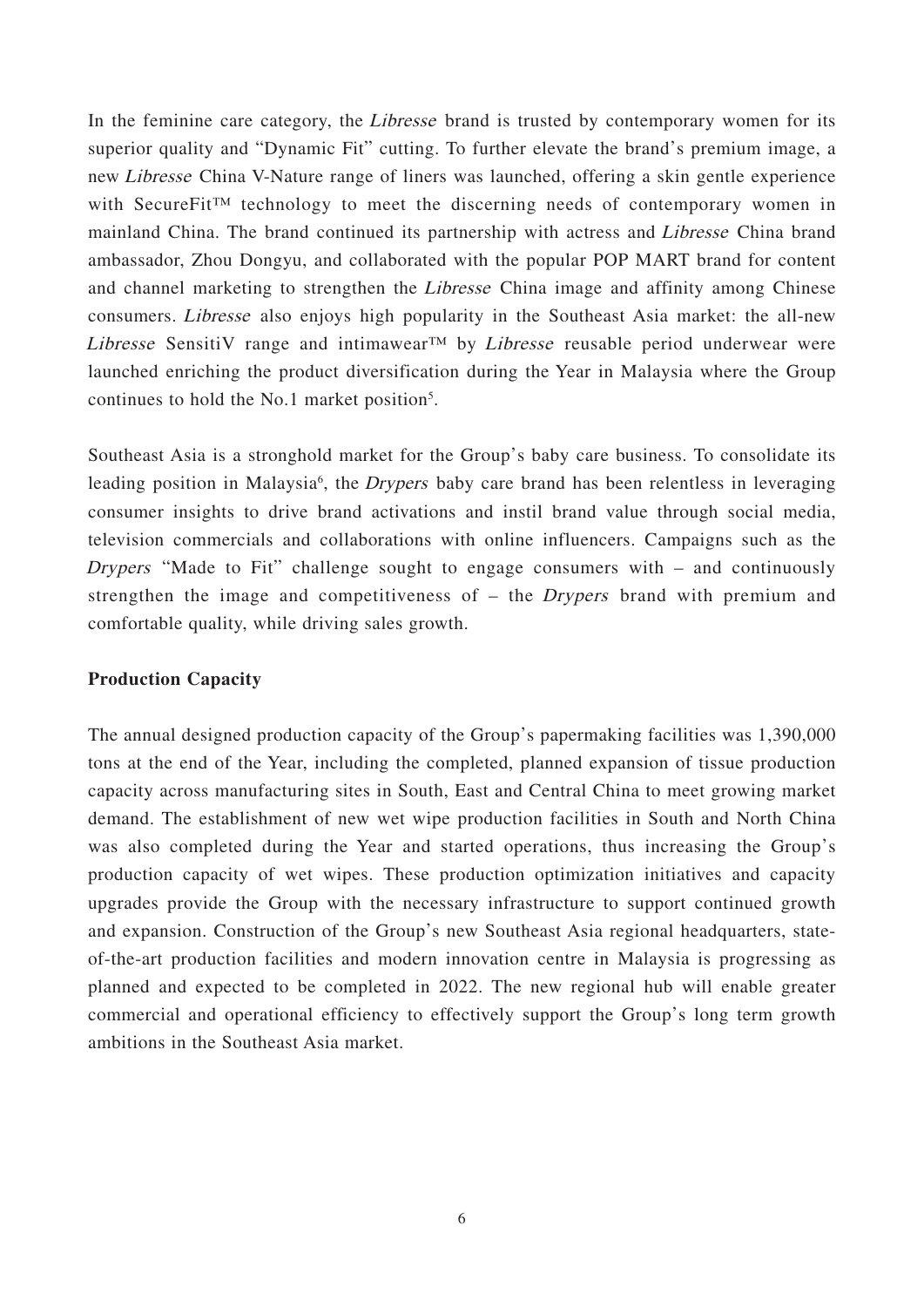In the feminine care category, the *Libresse* brand is trusted by contemporary women for its superior quality and "Dynamic Fit" cutting. To further elevate the brand's premium image, a new *Libresse* China V-Nature range of liners was launched, offering a skin gentle experience with SecureFit™ technology to meet the discerning needs of contemporary women in mainland China. The brand continued its partnership with actress and *Libresse* China brand ambassador, Zhou Dongyu, and collaborated with the popular POP MART brand for content and channel marketing to strengthen the *Libresse* China image and affinity among Chinese consumers. *Libresse* also enjoys high popularity in the Southeast Asia market: the all-new *Libresse* SensitiV range and intimawear™ by *Libresse* reusable period underwear were launched enriching the product diversification during the Year in Malaysia where the Group continues to hold the No.1 market position[5].

Southeast Asia is a stronghold market for the Group's baby care business. To consolidate its leading position in Malaysia[6], the *Drypers* baby care brand has been relentless in leveraging consumer insights to drive brand activations and instil brand value through social media, television commercials and collaborations with online influencers. Campaigns such as the *Drypers* "Made to Fit" challenge sought to engage consumers with – and continuously strengthen the image and competitiveness of – the *Drypers* brand with premium and comfortable quality, while driving sales growth.

**Production Capacity**

The annual designed production capacity of the Group's papermaking facilities was 1,390,000 tons at the end of the Year, including the completed, planned expansion of tissue production capacity across manufacturing sites in South, East and Central China to meet growing market demand. The establishment of new wet wipe production facilities in South and North China was also completed during the Year and started operations, thus increasing the Group's production capacity of wet wipes. These production optimization initiatives and capacity upgrades provide the Group with the necessary infrastructure to support continued growth and expansion. Construction of the Group's new Southeast Asia regional headquarters, state-of-the-art production facilities and modern innovation centre in Malaysia is progressing as planned and expected to be completed in 2022. The new regional hub will enable greater commercial and operational efficiency to effectively support the Group's long term growth ambitions in the Southeast Asia market.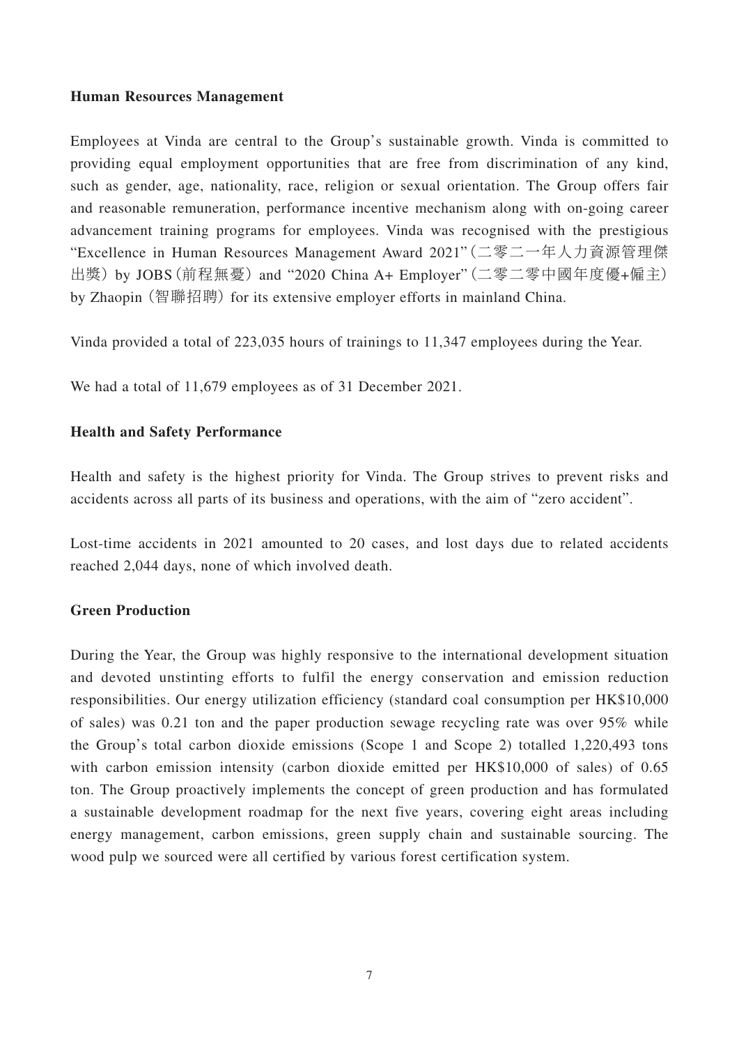**Human Resources Management**

Employees at Vinda are central to the Group's sustainable growth. Vinda is committed to providing equal employment opportunities that are free from discrimination of any kind, such as gender, age, nationality, race, religion or sexual orientation. The Group offers fair and reasonable remuneration, performance incentive mechanism along with on-going career advancement training programs for employees. Vinda was recognised with the prestigious "Excellence in Human Resources Management Award 2021"（二零二一年人力資源管理傑出獎）by JOBS（前程無憂）and "2020 China A+ Employer"（二零二零中國年度優+僱主）by Zhaopin（智聯招聘）for its extensive employer efforts in mainland China.

Vinda provided a total of 223,035 hours of trainings to 11,347 employees during the Year.

We had a total of 11,679 employees as of 31 December 2021.

**Health and Safety Performance**

Health and safety is the highest priority for Vinda. The Group strives to prevent risks and accidents across all parts of its business and operations, with the aim of "zero accident".

Lost-time accidents in 2021 amounted to 20 cases, and lost days due to related accidents reached 2,044 days, none of which involved death.

**Green Production**

During the Year, the Group was highly responsive to the international development situation and devoted unstinting efforts to fulfil the energy conservation and emission reduction responsibilities. Our energy utilization efficiency (standard coal consumption per HK$10,000 of sales) was 0.21 ton and the paper production sewage recycling rate was over 95% while the Group's total carbon dioxide emissions (Scope 1 and Scope 2) totalled 1,220,493 tons with carbon emission intensity (carbon dioxide emitted per HK$10,000 of sales) of 0.65 ton. The Group proactively implements the concept of green production and has formulated a sustainable development roadmap for the next five years, covering eight areas including energy management, carbon emissions, green supply chain and sustainable sourcing. The wood pulp we sourced were all certified by various forest certification system.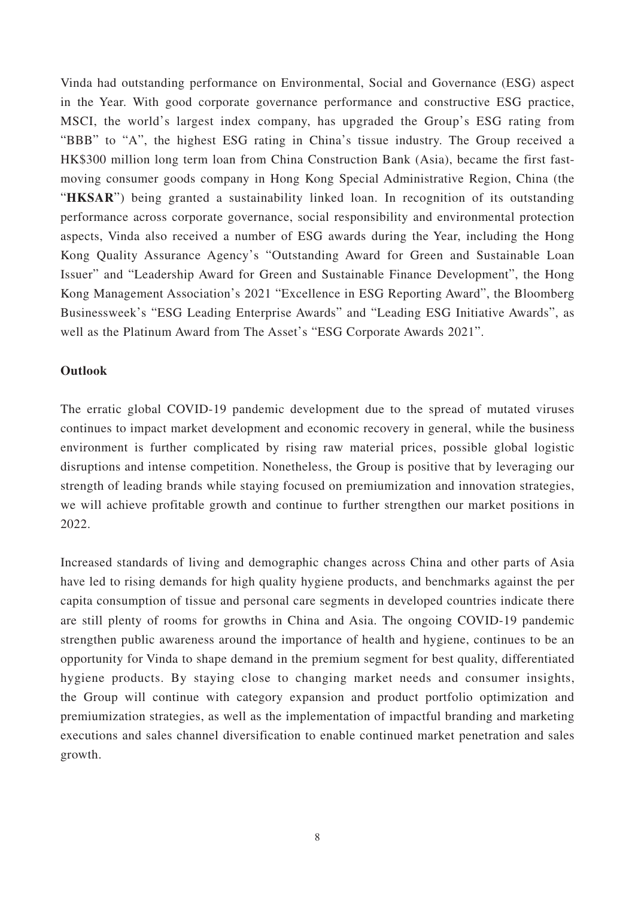Vinda had outstanding performance on Environmental, Social and Governance (ESG) aspect in the Year. With good corporate governance performance and constructive ESG practice, MSCI, the world's largest index company, has upgraded the Group's ESG rating from "BBB" to "A", the highest ESG rating in China's tissue industry. The Group received a HK$300 million long term loan from China Construction Bank (Asia), became the first fast-moving consumer goods company in Hong Kong Special Administrative Region, China (the "**HKSAR**") being granted a sustainability linked loan. In recognition of its outstanding performance across corporate governance, social responsibility and environmental protection aspects, Vinda also received a number of ESG awards during the Year, including the Hong Kong Quality Assurance Agency's "Outstanding Award for Green and Sustainable Loan Issuer" and "Leadership Award for Green and Sustainable Finance Development", the Hong Kong Management Association's 2021 "Excellence in ESG Reporting Award", the Bloomberg Businessweek's "ESG Leading Enterprise Awards" and "Leading ESG Initiative Awards", as well as the Platinum Award from The Asset's "ESG Corporate Awards 2021".

**Outlook**

The erratic global COVID-19 pandemic development due to the spread of mutated viruses continues to impact market development and economic recovery in general, while the business environment is further complicated by rising raw material prices, possible global logistic disruptions and intense competition. Nonetheless, the Group is positive that by leveraging our strength of leading brands while staying focused on premiumization and innovation strategies, we will achieve profitable growth and continue to further strengthen our market positions in 2022.

Increased standards of living and demographic changes across China and other parts of Asia have led to rising demands for high quality hygiene products, and benchmarks against the per capita consumption of tissue and personal care segments in developed countries indicate there are still plenty of rooms for growths in China and Asia. The ongoing COVID-19 pandemic strengthen public awareness around the importance of health and hygiene, continues to be an opportunity for Vinda to shape demand in the premium segment for best quality, differentiated hygiene products. By staying close to changing market needs and consumer insights, the Group will continue with category expansion and product portfolio optimization and premiumization strategies, as well as the implementation of impactful branding and marketing executions and sales channel diversification to enable continued market penetration and sales growth.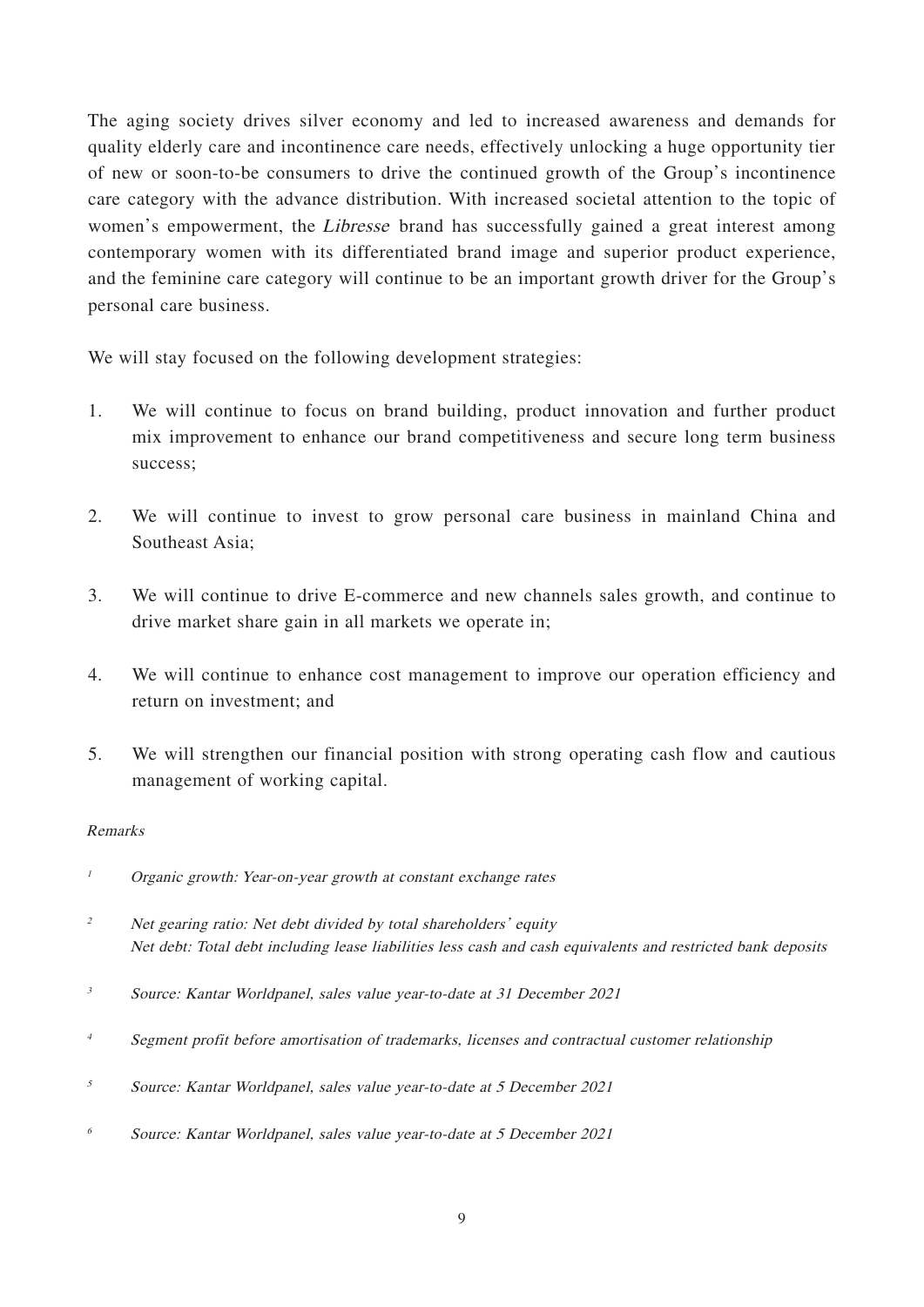The aging society drives silver economy and led to increased awareness and demands for quality elderly care and incontinence care needs, effectively unlocking a huge opportunity tier of new or soon-to-be consumers to drive the continued growth of the Group's incontinence care category with the advance distribution. With increased societal attention to the topic of women's empowerment, the *Libresse* brand has successfully gained a great interest among contemporary women with its differentiated brand image and superior product experience, and the feminine care category will continue to be an important growth driver for the Group's personal care business.

We will stay focused on the following development strategies:

1. We will continue to focus on brand building, product innovation and further product mix improvement to enhance our brand competitiveness and secure long term business success;

2. We will continue to invest to grow personal care business in mainland China and Southeast Asia;

3. We will continue to drive E-commerce and new channels sales growth, and continue to drive market share gain in all markets we operate in;

4. We will continue to enhance cost management to improve our operation efficiency and return on investment; and

5. We will strengthen our financial position with strong operating cash flow and cautious management of working capital.

*Remarks*

[1] *Organic growth: Year-on-year growth at constant exchange rates*

[2] *Net gearing ratio: Net debt divided by total shareholders' equity*
*Net debt: Total debt including lease liabilities less cash and cash equivalents and restricted bank deposits*

[3] *Source: Kantar Worldpanel, sales value year-to-date at 31 December 2021*

[4] *Segment profit before amortisation of trademarks, licenses and contractual customer relationship*

[5] *Source: Kantar Worldpanel, sales value year-to-date at 5 December 2021*

[6] *Source: Kantar Worldpanel, sales value year-to-date at 5 December 2021*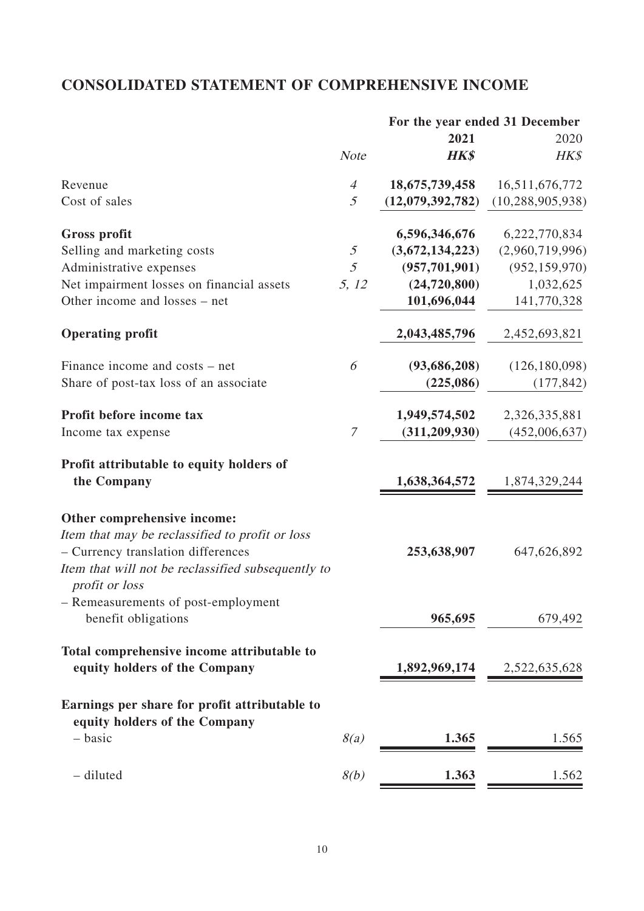## CONSOLIDATED STATEMENT OF COMPREHENSIVE INCOME

| | | For the year ended 31 December | |
|---|---|---|---|
| | | **2021** | 2020 |
| | *Note* | ***HK$*** | *HK$* |
| Revenue | *4* | **18,675,739,458** | 16,511,676,772 |
| Cost of sales | *5* | **(12,079,392,782)** | (10,288,905,938) |
| **Gross profit** | | **6,596,346,676** | 6,222,770,834 |
| Selling and marketing costs | *5* | **(3,672,134,223)** | (2,960,719,996) |
| Administrative expenses | *5* | **(957,701,901)** | (952,159,970) |
| Net impairment losses on financial assets | *5, 12* | **(24,720,800)** | 1,032,625 |
| Other income and losses – net | | **101,696,044** | 141,770,328 |
| **Operating profit** | | **2,043,485,796** | 2,452,693,821 |
| Finance income and costs – net | *6* | **(93,686,208)** | (126,180,098) |
| Share of post-tax loss of an associate | | **(225,086)** | (177,842) |
| **Profit before income tax** | | **1,949,574,502** | 2,326,335,881 |
| Income tax expense | *7* | **(311,209,930)** | (452,006,637) |
| **Profit attributable to equity holders of the Company** | | **1,638,364,572** | 1,874,329,244 |
| **Other comprehensive income:** | | | |
| *Item that may be reclassified to profit or loss* | | | |
| – Currency translation differences | | **253,638,907** | 647,626,892 |
| *Item that will not be reclassified subsequently to profit or loss* | | | |
| – Remeasurements of post-employment benefit obligations | | **965,695** | 679,492 |
| **Total comprehensive income attributable to equity holders of the Company** | | **1,892,969,174** | 2,522,635,628 |
| **Earnings per share for profit attributable to equity holders of the Company** | | | |
| – basic | *8(a)* | **1.365** | 1.565 |
| – diluted | *8(b)* | **1.363** | 1.562 |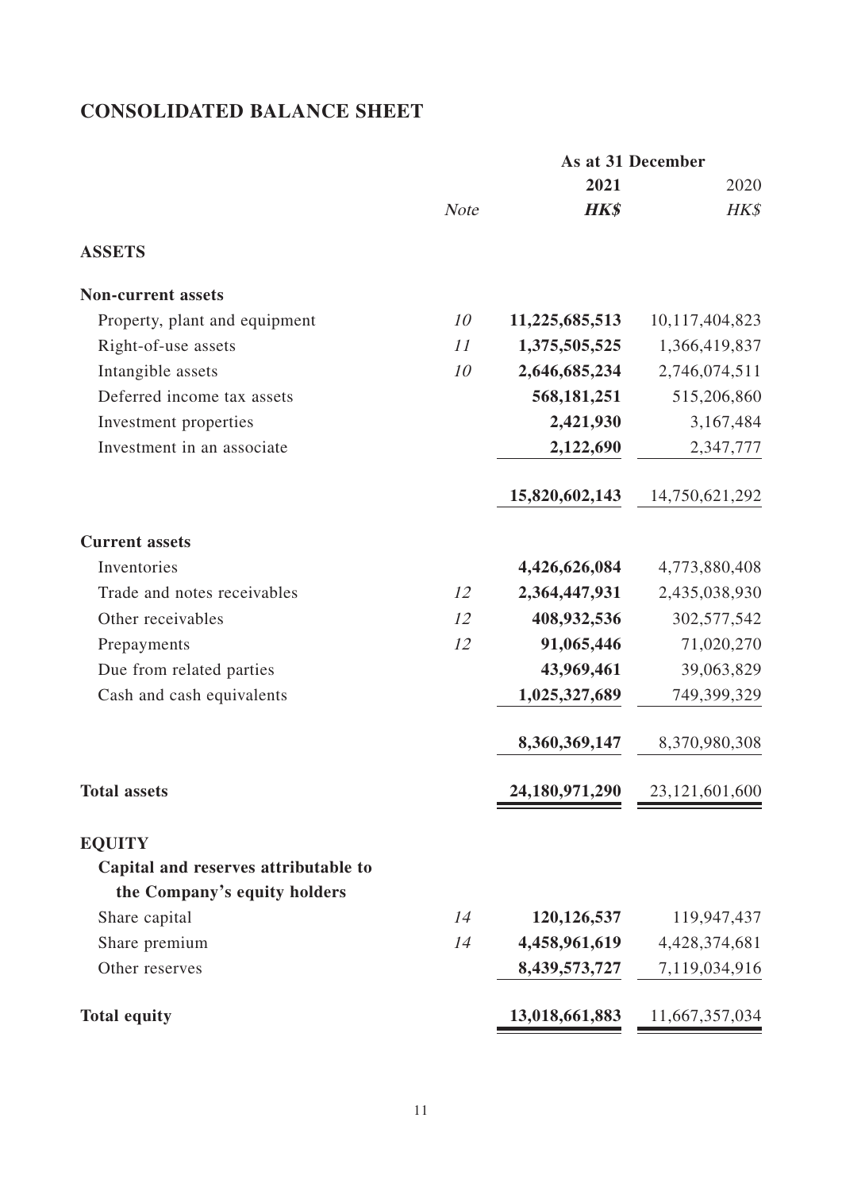## CONSOLIDATED BALANCE SHEET

| | | As at 31 December | |
|---|---|---|---|
| | | **2021** | 2020 |
| | *Note* | ***HK$*** | *HK$* |
| **ASSETS** | | | |
| **Non-current assets** | | | |
| Property, plant and equipment | *10* | **11,225,685,513** | 10,117,404,823 |
| Right-of-use assets | *11* | **1,375,505,525** | 1,366,419,837 |
| Intangible assets | *10* | **2,646,685,234** | 2,746,074,511 |
| Deferred income tax assets | | **568,181,251** | 515,206,860 |
| Investment properties | | **2,421,930** | 3,167,484 |
| Investment in an associate | | **2,122,690** | 2,347,777 |
| | | **15,820,602,143** | 14,750,621,292 |
| **Current assets** | | | |
| Inventories | | **4,426,626,084** | 4,773,880,408 |
| Trade and notes receivables | *12* | **2,364,447,931** | 2,435,038,930 |
| Other receivables | *12* | **408,932,536** | 302,577,542 |
| Prepayments | *12* | **91,065,446** | 71,020,270 |
| Due from related parties | | **43,969,461** | 39,063,829 |
| Cash and cash equivalents | | **1,025,327,689** | 749,399,329 |
| | | **8,360,369,147** | 8,370,980,308 |
| **Total assets** | | **24,180,971,290** | 23,121,601,600 |
| **EQUITY** | | | |
| **Capital and reserves attributable to the Company's equity holders** | | | |
| Share capital | *14* | **120,126,537** | 119,947,437 |
| Share premium | *14* | **4,458,961,619** | 4,428,374,681 |
| Other reserves | | **8,439,573,727** | 7,119,034,916 |
| **Total equity** | | **13,018,661,883** | 11,667,357,034 |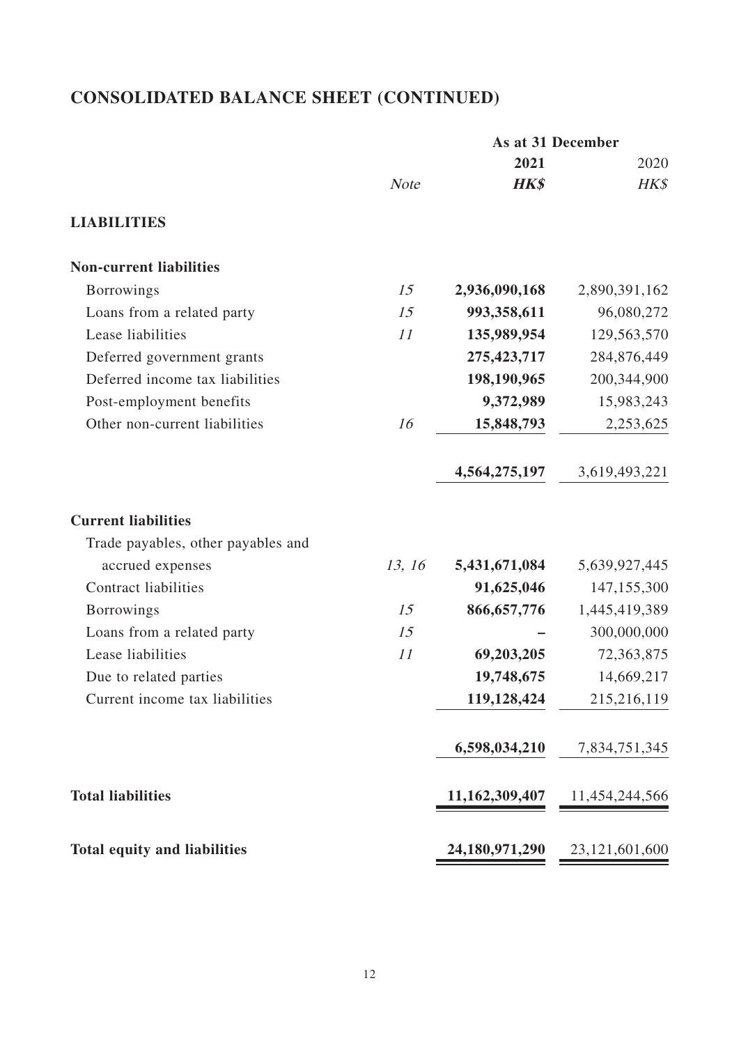# CONSOLIDATED BALANCE SHEET (CONTINUED)

| | | As at 31 December | |
|---|---|---|---|
| | | **2021** | 2020 |
| | *Note* | ***HK$*** | *HK$* |
| **LIABILITIES** | | | |
| **Non-current liabilities** | | | |
| Borrowings | *15* | **2,936,090,168** | 2,890,391,162 |
| Loans from a related party | *15* | **993,358,611** | 96,080,272 |
| Lease liabilities | *11* | **135,989,954** | 129,563,570 |
| Deferred government grants | | **275,423,717** | 284,876,449 |
| Deferred income tax liabilities | | **198,190,965** | 200,344,900 |
| Post-employment benefits | | **9,372,989** | 15,983,243 |
| Other non-current liabilities | *16* | **15,848,793** | 2,253,625 |
| | | **4,564,275,197** | 3,619,493,221 |
| **Current liabilities** | | | |
| Trade payables, other payables and accrued expenses | *13, 16* | **5,431,671,084** | 5,639,927,445 |
| Contract liabilities | | **91,625,046** | 147,155,300 |
| Borrowings | *15* | **866,657,776** | 1,445,419,389 |
| Loans from a related party | *15* | **–** | 300,000,000 |
| Lease liabilities | *11* | **69,203,205** | 72,363,875 |
| Due to related parties | | **19,748,675** | 14,669,217 |
| Current income tax liabilities | | **119,128,424** | 215,216,119 |
| | | **6,598,034,210** | 7,834,751,345 |
| **Total liabilities** | | **11,162,309,407** | 11,454,244,566 |
| **Total equity and liabilities** | | **24,180,971,290** | 23,121,601,600 |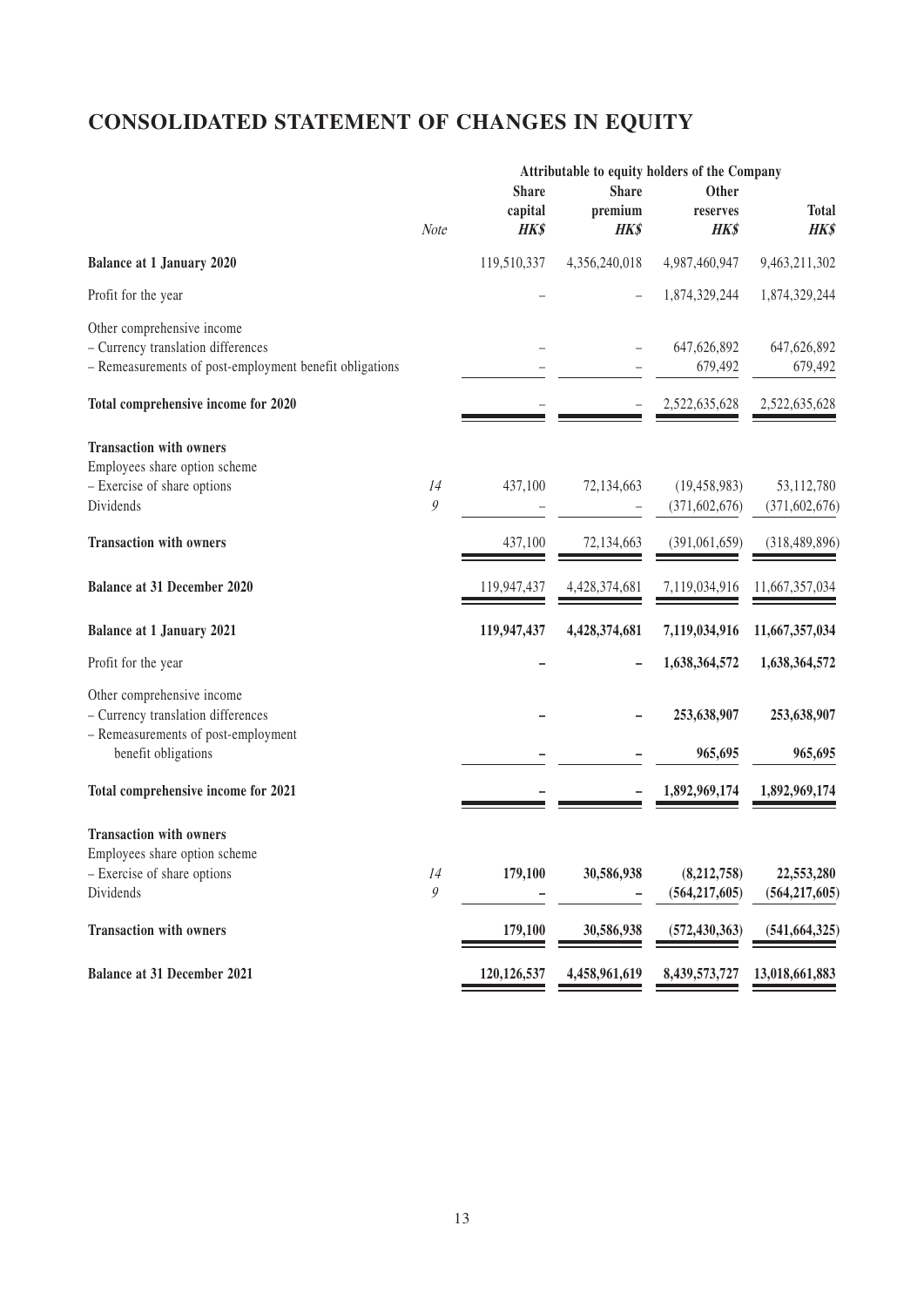# CONSOLIDATED STATEMENT OF CHANGES IN EQUITY

| | Note | Attributable to equity holders of the Company | | | |
|---|---|---|---|---|---|
| | | Share capital *HK$* | Share premium *HK$* | Other reserves *HK$* | Total *HK$* |
| **Balance at 1 January 2020** | | 119,510,337 | 4,356,240,018 | 4,987,460,947 | 9,463,211,302 |
| Profit for the year | | – | – | 1,874,329,244 | 1,874,329,244 |
| Other comprehensive income | | | | | |
| – Currency translation differences | | – | – | 647,626,892 | 647,626,892 |
| – Remeasurements of post-employment benefit obligations | | – | – | 679,492 | 679,492 |
| **Total comprehensive income for 2020** | | – | – | 2,522,635,628 | 2,522,635,628 |
| **Transaction with owners** | | | | | |
| Employees share option scheme | | | | | |
| – Exercise of share options | *14* | 437,100 | 72,134,663 | (19,458,983) | 53,112,780 |
| Dividends | *9* | – | – | (371,602,676) | (371,602,676) |
| **Transaction with owners** | | 437,100 | 72,134,663 | (391,061,659) | (318,489,896) |
| **Balance at 31 December 2020** | | 119,947,437 | 4,428,374,681 | 7,119,034,916 | 11,667,357,034 |
| **Balance at 1 January 2021** | | **119,947,437** | **4,428,374,681** | **7,119,034,916** | **11,667,357,034** |
| Profit for the year | | **–** | **–** | **1,638,364,572** | **1,638,364,572** |
| Other comprehensive income | | | | | |
| – Currency translation differences | | **–** | **–** | **253,638,907** | **253,638,907** |
| – Remeasurements of post-employment benefit obligations | | **–** | **–** | **965,695** | **965,695** |
| **Total comprehensive income for 2021** | | **–** | **–** | **1,892,969,174** | **1,892,969,174** |
| **Transaction with owners** | | | | | |
| Employees share option scheme | | | | | |
| – Exercise of share options | *14* | **179,100** | **30,586,938** | **(8,212,758)** | **22,553,280** |
| Dividends | *9* | **–** | **–** | **(564,217,605)** | **(564,217,605)** |
| **Transaction with owners** | | **179,100** | **30,586,938** | **(572,430,363)** | **(541,664,325)** |
| **Balance at 31 December 2021** | | **120,126,537** | **4,458,961,619** | **8,439,573,727** | **13,018,661,883** |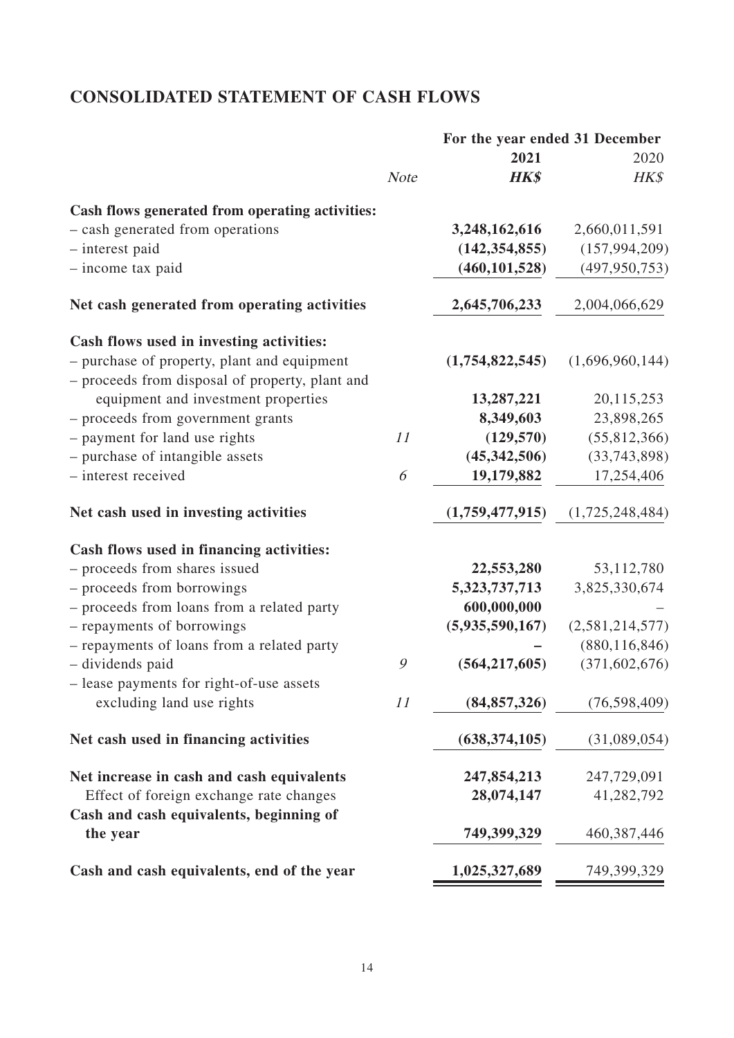# CONSOLIDATED STATEMENT OF CASH FLOWS

| | Note | For the year ended 31 December 2021 HK$ | 2020 HK$ |
|---|---|---|---|
| **Cash flows generated from operating activities:** | | | |
| – cash generated from operations | | **3,248,162,616** | 2,660,011,591 |
| – interest paid | | **(142,354,855)** | (157,994,209) |
| – income tax paid | | **(460,101,528)** | (497,950,753) |
| **Net cash generated from operating activities** | | **2,645,706,233** | 2,004,066,629 |
| **Cash flows used in investing activities:** | | | |
| – purchase of property, plant and equipment | | **(1,754,822,545)** | (1,696,960,144) |
| – proceeds from disposal of property, plant and equipment and investment properties | | **13,287,221** | 20,115,253 |
| – proceeds from government grants | | **8,349,603** | 23,898,265 |
| – payment for land use rights | 11 | **(129,570)** | (55,812,366) |
| – purchase of intangible assets | | **(45,342,506)** | (33,743,898) |
| – interest received | 6 | **19,179,882** | 17,254,406 |
| **Net cash used in investing activities** | | **(1,759,477,915)** | (1,725,248,484) |
| **Cash flows used in financing activities:** | | | |
| – proceeds from shares issued | | **22,553,280** | 53,112,780 |
| – proceeds from borrowings | | **5,323,737,713** | 3,825,330,674 |
| – proceeds from loans from a related party | | **600,000,000** | – |
| – repayments of borrowings | | **(5,935,590,167)** | (2,581,214,577) |
| – repayments of loans from a related party | | **–** | (880,116,846) |
| – dividends paid | 9 | **(564,217,605)** | (371,602,676) |
| – lease payments for right-of-use assets excluding land use rights | 11 | **(84,857,326)** | (76,598,409) |
| **Net cash used in financing activities** | | **(638,374,105)** | (31,089,054) |
| **Net increase in cash and cash equivalents** | | **247,854,213** | 247,729,091 |
| Effect of foreign exchange rate changes | | **28,074,147** | 41,282,792 |
| **Cash and cash equivalents, beginning of the year** | | **749,399,329** | 460,387,446 |
| **Cash and cash equivalents, end of the year** | | **1,025,327,689** | 749,399,329 |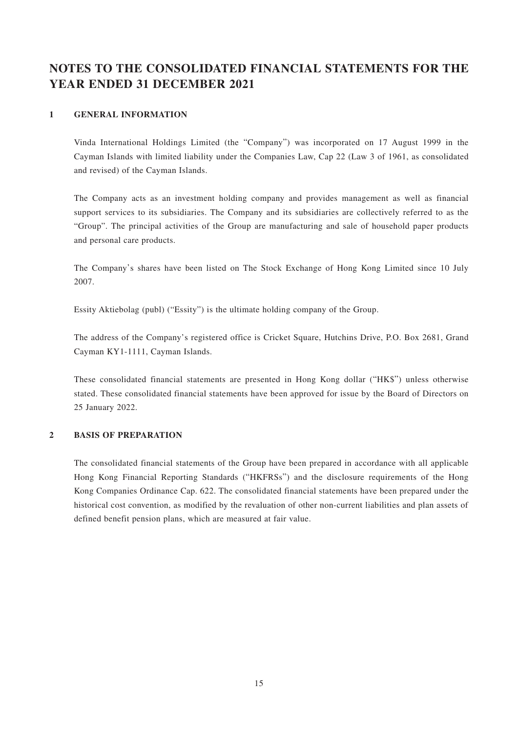# NOTES TO THE CONSOLIDATED FINANCIAL STATEMENTS FOR THE YEAR ENDED 31 DECEMBER 2021

## 1 GENERAL INFORMATION

Vinda International Holdings Limited (the "Company") was incorporated on 17 August 1999 in the Cayman Islands with limited liability under the Companies Law, Cap 22 (Law 3 of 1961, as consolidated and revised) of the Cayman Islands.

The Company acts as an investment holding company and provides management as well as financial support services to its subsidiaries. The Company and its subsidiaries are collectively referred to as the "Group". The principal activities of the Group are manufacturing and sale of household paper products and personal care products.

The Company's shares have been listed on The Stock Exchange of Hong Kong Limited since 10 July 2007.

Essity Aktiebolag (publ) ("Essity") is the ultimate holding company of the Group.

The address of the Company's registered office is Cricket Square, Hutchins Drive, P.O. Box 2681, Grand Cayman KY1-1111, Cayman Islands.

These consolidated financial statements are presented in Hong Kong dollar ("HK$") unless otherwise stated. These consolidated financial statements have been approved for issue by the Board of Directors on 25 January 2022.

## 2 BASIS OF PREPARATION

The consolidated financial statements of the Group have been prepared in accordance with all applicable Hong Kong Financial Reporting Standards ("HKFRSs") and the disclosure requirements of the Hong Kong Companies Ordinance Cap. 622. The consolidated financial statements have been prepared under the historical cost convention, as modified by the revaluation of other non-current liabilities and plan assets of defined benefit pension plans, which are measured at fair value.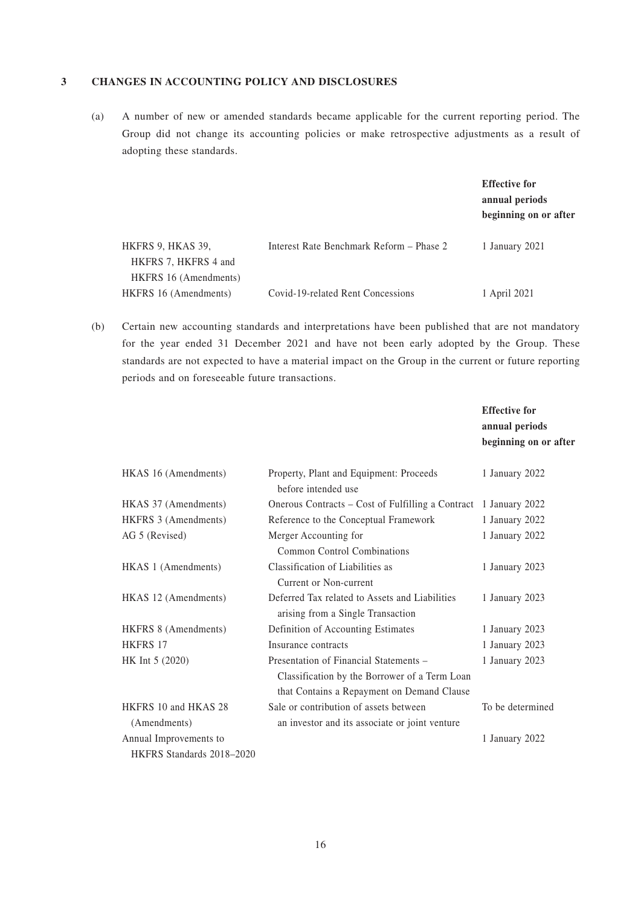## 3 CHANGES IN ACCOUNTING POLICY AND DISCLOSURES

(a) A number of new or amended standards became applicable for the current reporting period. The Group did not change its accounting policies or make retrospective adjustments as a result of adopting these standards.

| | | Effective for annual periods beginning on or after |
|---|---|---|
| HKFRS 9, HKAS 39, HKFRS 7, HKFRS 4 and HKFRS 16 (Amendments) | Interest Rate Benchmark Reform – Phase 2 | 1 January 2021 |
| HKFRS 16 (Amendments) | Covid-19-related Rent Concessions | 1 April 2021 |

(b) Certain new accounting standards and interpretations have been published that are not mandatory for the year ended 31 December 2021 and have not been early adopted by the Group. These standards are not expected to have a material impact on the Group in the current or future reporting periods and on foreseeable future transactions.

| | | Effective for annual periods beginning on or after |
|---|---|---|
| HKAS 16 (Amendments) | Property, Plant and Equipment: Proceeds before intended use | 1 January 2022 |
| HKAS 37 (Amendments) | Onerous Contracts – Cost of Fulfilling a Contract | 1 January 2022 |
| HKFRS 3 (Amendments) | Reference to the Conceptual Framework | 1 January 2022 |
| AG 5 (Revised) | Merger Accounting for Common Control Combinations | 1 January 2022 |
| HKAS 1 (Amendments) | Classification of Liabilities as Current or Non-current | 1 January 2023 |
| HKAS 12 (Amendments) | Deferred Tax related to Assets and Liabilities arising from a Single Transaction | 1 January 2023 |
| HKFRS 8 (Amendments) | Definition of Accounting Estimates | 1 January 2023 |
| HKFRS 17 | Insurance contracts | 1 January 2023 |
| HK Int 5 (2020) | Presentation of Financial Statements – Classification by the Borrower of a Term Loan that Contains a Repayment on Demand Clause | 1 January 2023 |
| HKFRS 10 and HKAS 28 (Amendments) | Sale or contribution of assets between an investor and its associate or joint venture | To be determined |
| Annual Improvements to HKFRS Standards 2018–2020 | | 1 January 2022 |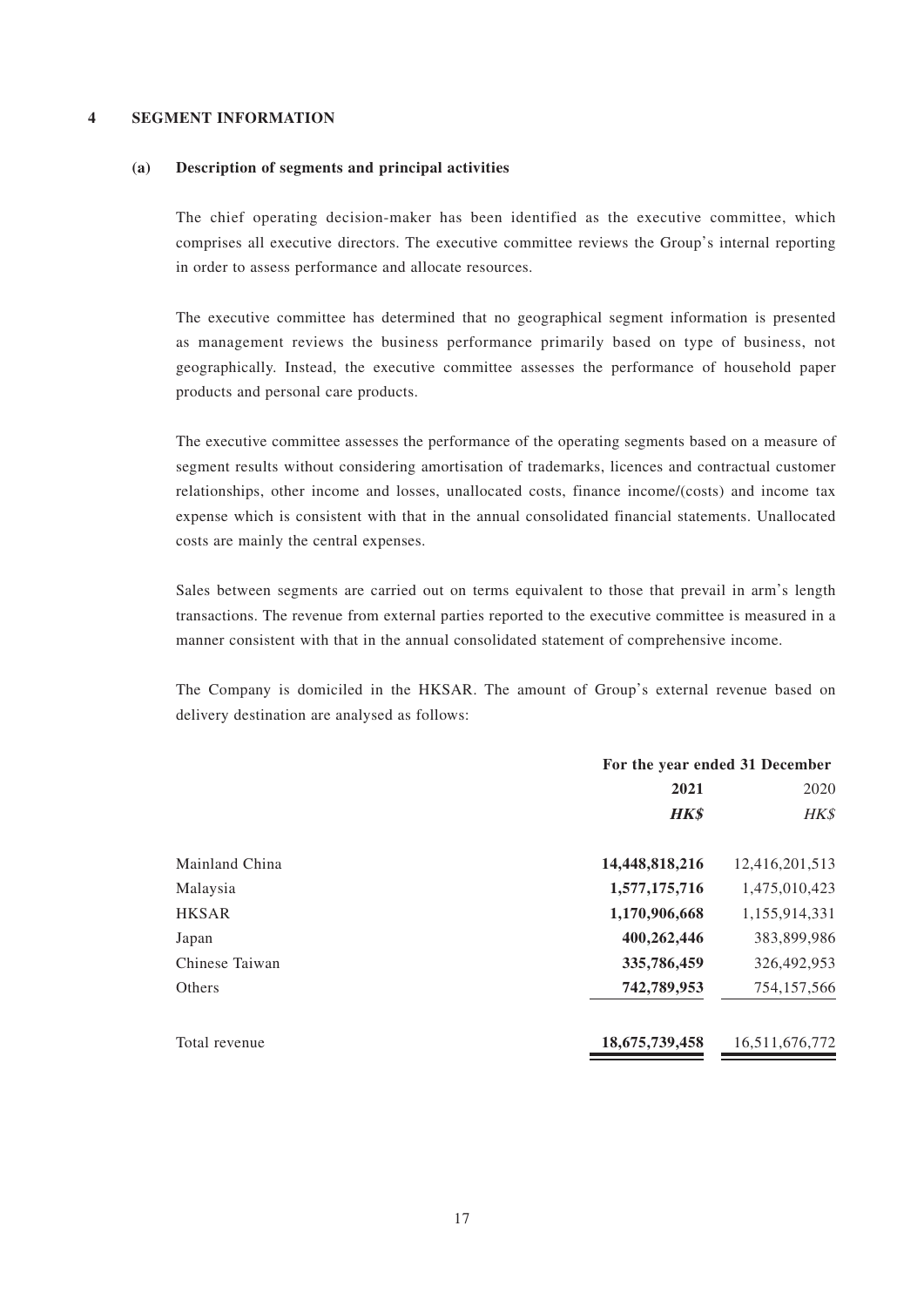## 4 SEGMENT INFORMATION

### (a) Description of segments and principal activities

The chief operating decision-maker has been identified as the executive committee, which comprises all executive directors. The executive committee reviews the Group's internal reporting in order to assess performance and allocate resources.

The executive committee has determined that no geographical segment information is presented as management reviews the business performance primarily based on type of business, not geographically. Instead, the executive committee assesses the performance of household paper products and personal care products.

The executive committee assesses the performance of the operating segments based on a measure of segment results without considering amortisation of trademarks, licences and contractual customer relationships, other income and losses, unallocated costs, finance income/(costs) and income tax expense which is consistent with that in the annual consolidated financial statements. Unallocated costs are mainly the central expenses.

Sales between segments are carried out on terms equivalent to those that prevail in arm's length transactions. The revenue from external parties reported to the executive committee is measured in a manner consistent with that in the annual consolidated statement of comprehensive income.

The Company is domiciled in the HKSAR. The amount of Group's external revenue based on delivery destination are analysed as follows:

| | For the year ended 31 December | |
|---|---|---|
| | **2021** | 2020 |
| | ***HK$*** | *HK$* |
| Mainland China | **14,448,818,216** | 12,416,201,513 |
| Malaysia | **1,577,175,716** | 1,475,010,423 |
| HKSAR | **1,170,906,668** | 1,155,914,331 |
| Japan | **400,262,446** | 383,899,986 |
| Chinese Taiwan | **335,786,459** | 326,492,953 |
| Others | **742,789,953** | 754,157,566 |
| Total revenue | **18,675,739,458** | 16,511,676,772 |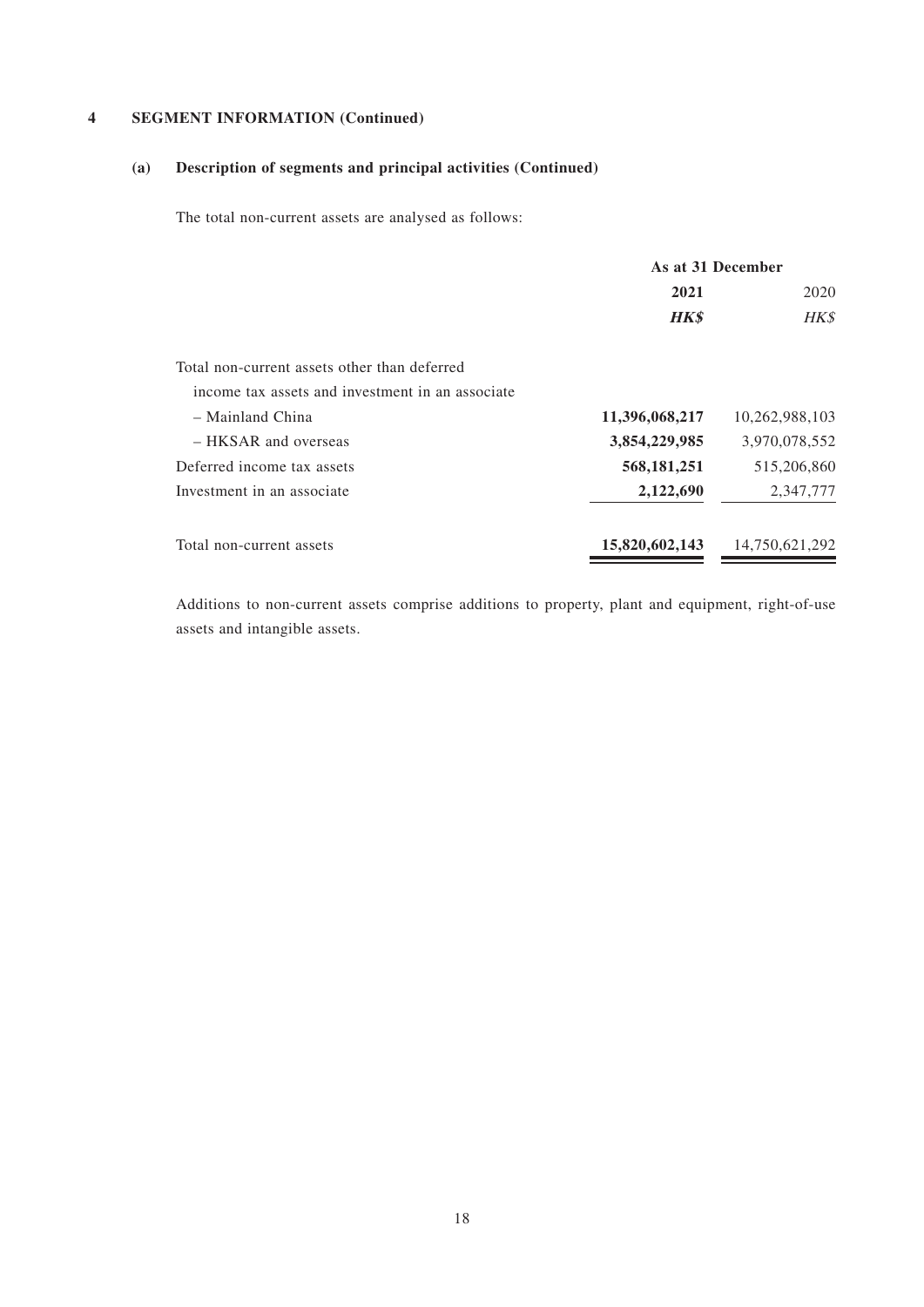## 4 SEGMENT INFORMATION (Continued)

### (a) Description of segments and principal activities (Continued)

The total non-current assets are analysed as follows:

| | As at 31 December | |
|---|---|---|
| | **2021** | 2020 |
| | ***HK$*** | *HK$* |
| Total non-current assets other than deferred income tax assets and investment in an associate | | |
| – Mainland China | **11,396,068,217** | 10,262,988,103 |
| – HKSAR and overseas | **3,854,229,985** | 3,970,078,552 |
| Deferred income tax assets | **568,181,251** | 515,206,860 |
| Investment in an associate | **2,122,690** | 2,347,777 |
| Total non-current assets | **15,820,602,143** | 14,750,621,292 |

Additions to non-current assets comprise additions to property, plant and equipment, right-of-use assets and intangible assets.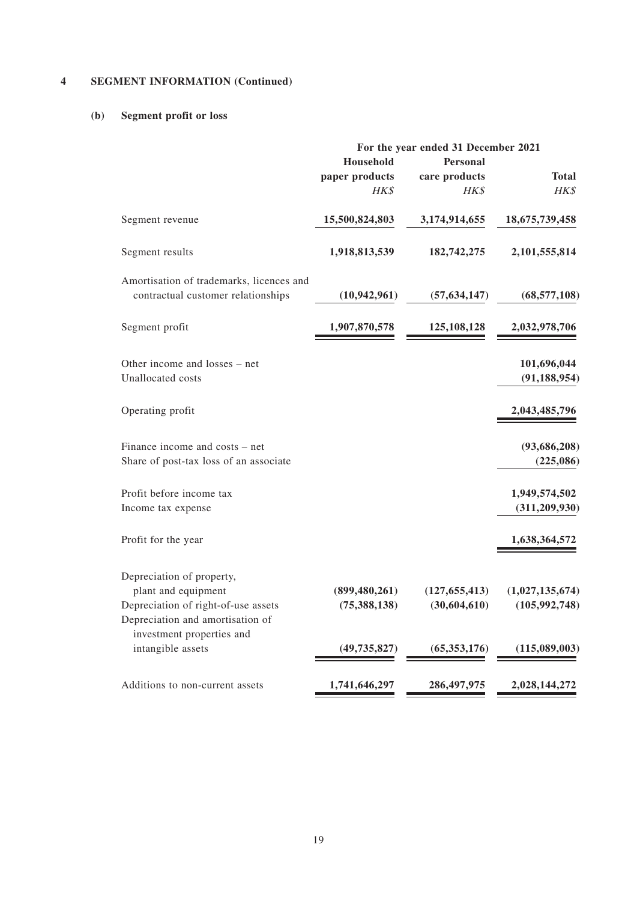## 4 SEGMENT INFORMATION (Continued)

### (b) Segment profit or loss

| | For the year ended 31 December 2021 | | |
|---|---|---|---|
| | Household paper products | Personal care products | Total |
| | *HK$* | *HK$* | *HK$* |
| Segment revenue | **15,500,824,803** | **3,174,914,655** | **18,675,739,458** |
| Segment results | **1,918,813,539** | **182,742,275** | **2,101,555,814** |
| Amortisation of trademarks, licences and contractual customer relationships | **(10,942,961)** | **(57,634,147)** | **(68,577,108)** |
| Segment profit | **1,907,870,578** | **125,108,128** | **2,032,978,706** |
| Other income and losses – net | | | **101,696,044** |
| Unallocated costs | | | **(91,188,954)** |
| Operating profit | | | **2,043,485,796** |
| Finance income and costs – net | | | **(93,686,208)** |
| Share of post-tax loss of an associate | | | **(225,086)** |
| Profit before income tax | | | **1,949,574,502** |
| Income tax expense | | | **(311,209,930)** |
| Profit for the year | | | **1,638,364,572** |
| Depreciation of property, plant and equipment | **(899,480,261)** | **(127,655,413)** | **(1,027,135,674)** |
| Depreciation of right-of-use assets | **(75,388,138)** | **(30,604,610)** | **(105,992,748)** |
| Depreciation and amortisation of investment properties and intangible assets | **(49,735,827)** | **(65,353,176)** | **(115,089,003)** |
| Additions to non-current assets | **1,741,646,297** | **286,497,975** | **2,028,144,272** |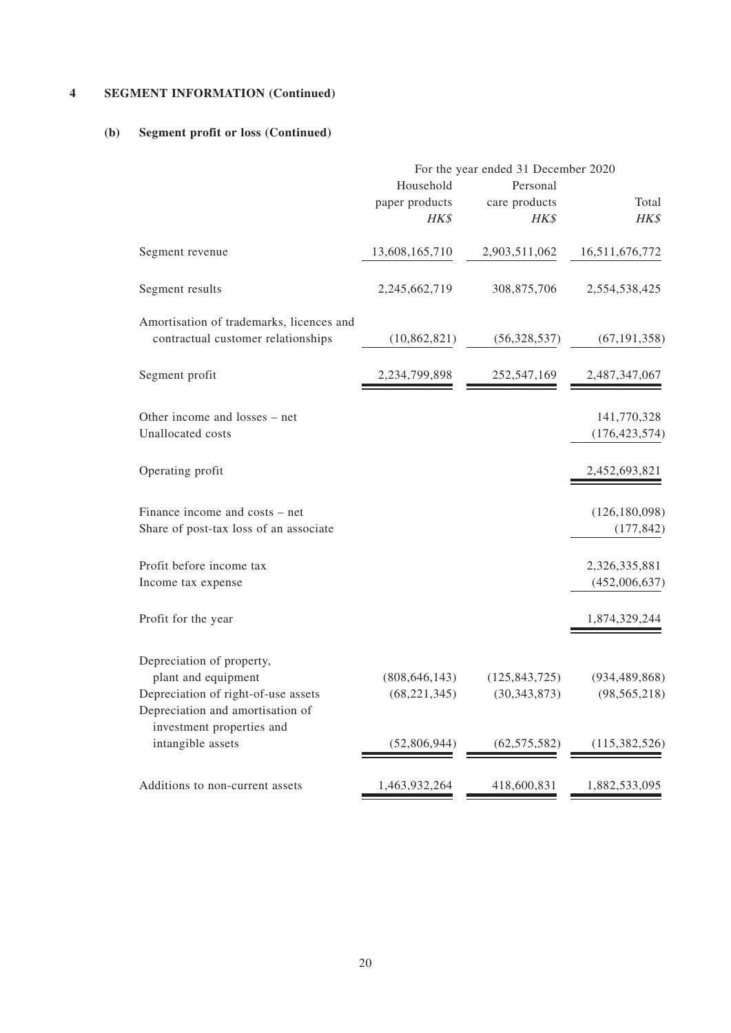## 4 SEGMENT INFORMATION (Continued)

### (b) Segment profit or loss (Continued)

| | For the year ended 31 December 2020 | | |
|---|---|---|---|
| | Household paper products | Personal care products | Total |
| | *HK$* | *HK$* | *HK$* |
| Segment revenue | 13,608,165,710 | 2,903,511,062 | 16,511,676,772 |
| Segment results | 2,245,662,719 | 308,875,706 | 2,554,538,425 |
| Amortisation of trademarks, licences and contractual customer relationships | (10,862,821) | (56,328,537) | (67,191,358) |
| Segment profit | 2,234,799,898 | 252,547,169 | 2,487,347,067 |
| Other income and losses – net | | | 141,770,328 |
| Unallocated costs | | | (176,423,574) |
| Operating profit | | | 2,452,693,821 |
| Finance income and costs – net | | | (126,180,098) |
| Share of post-tax loss of an associate | | | (177,842) |
| Profit before income tax | | | 2,326,335,881 |
| Income tax expense | | | (452,006,637) |
| Profit for the year | | | 1,874,329,244 |
| Depreciation of property, plant and equipment | (808,646,143) | (125,843,725) | (934,489,868) |
| Depreciation of right-of-use assets | (68,221,345) | (30,343,873) | (98,565,218) |
| Depreciation and amortisation of investment properties and intangible assets | (52,806,944) | (62,575,582) | (115,382,526) |
| Additions to non-current assets | 1,463,932,264 | 418,600,831 | 1,882,533,095 |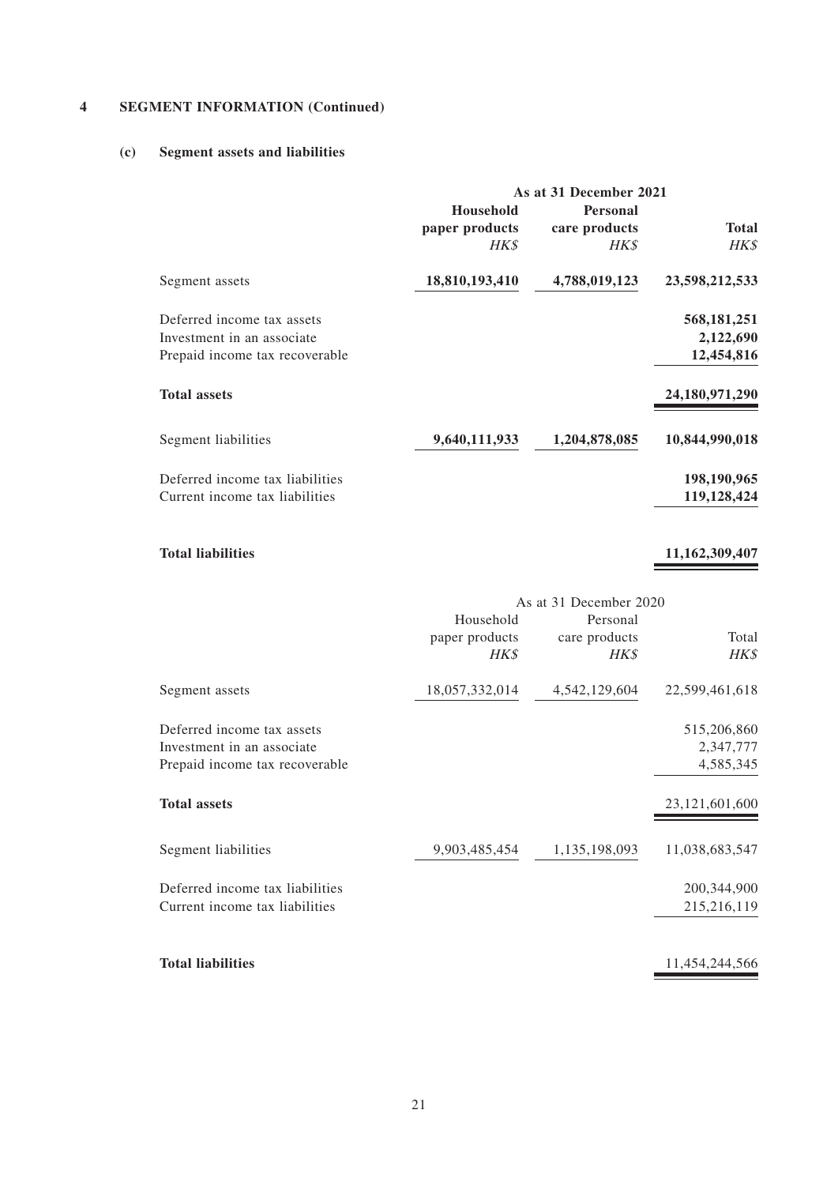## 4 SEGMENT INFORMATION (Continued)

### (c) Segment assets and liabilities

| | As at 31 December 2021 | | |
|---|---|---|---|
| | **Household paper products** | **Personal care products** | **Total** |
| | *HK$* | *HK$* | *HK$* |
| Segment assets | **18,810,193,410** | **4,788,019,123** | **23,598,212,533** |
| Deferred income tax assets | | | **568,181,251** |
| Investment in an associate | | | **2,122,690** |
| Prepaid income tax recoverable | | | **12,454,816** |
| **Total assets** | | | **24,180,971,290** |
| Segment liabilities | **9,640,111,933** | **1,204,878,085** | **10,844,990,018** |
| Deferred income tax liabilities | | | **198,190,965** |
| Current income tax liabilities | | | **119,128,424** |
| **Total liabilities** | | | **11,162,309,407** |

| | As at 31 December 2020 | | |
|---|---|---|---|
| | Household paper products | Personal care products | Total |
| | *HK$* | *HK$* | *HK$* |
| Segment assets | 18,057,332,014 | 4,542,129,604 | 22,599,461,618 |
| Deferred income tax assets | | | 515,206,860 |
| Investment in an associate | | | 2,347,777 |
| Prepaid income tax recoverable | | | 4,585,345 |
| **Total assets** | | | 23,121,601,600 |
| Segment liabilities | 9,903,485,454 | 1,135,198,093 | 11,038,683,547 |
| Deferred income tax liabilities | | | 200,344,900 |
| Current income tax liabilities | | | 215,216,119 |
| **Total liabilities** | | | 11,454,244,566 |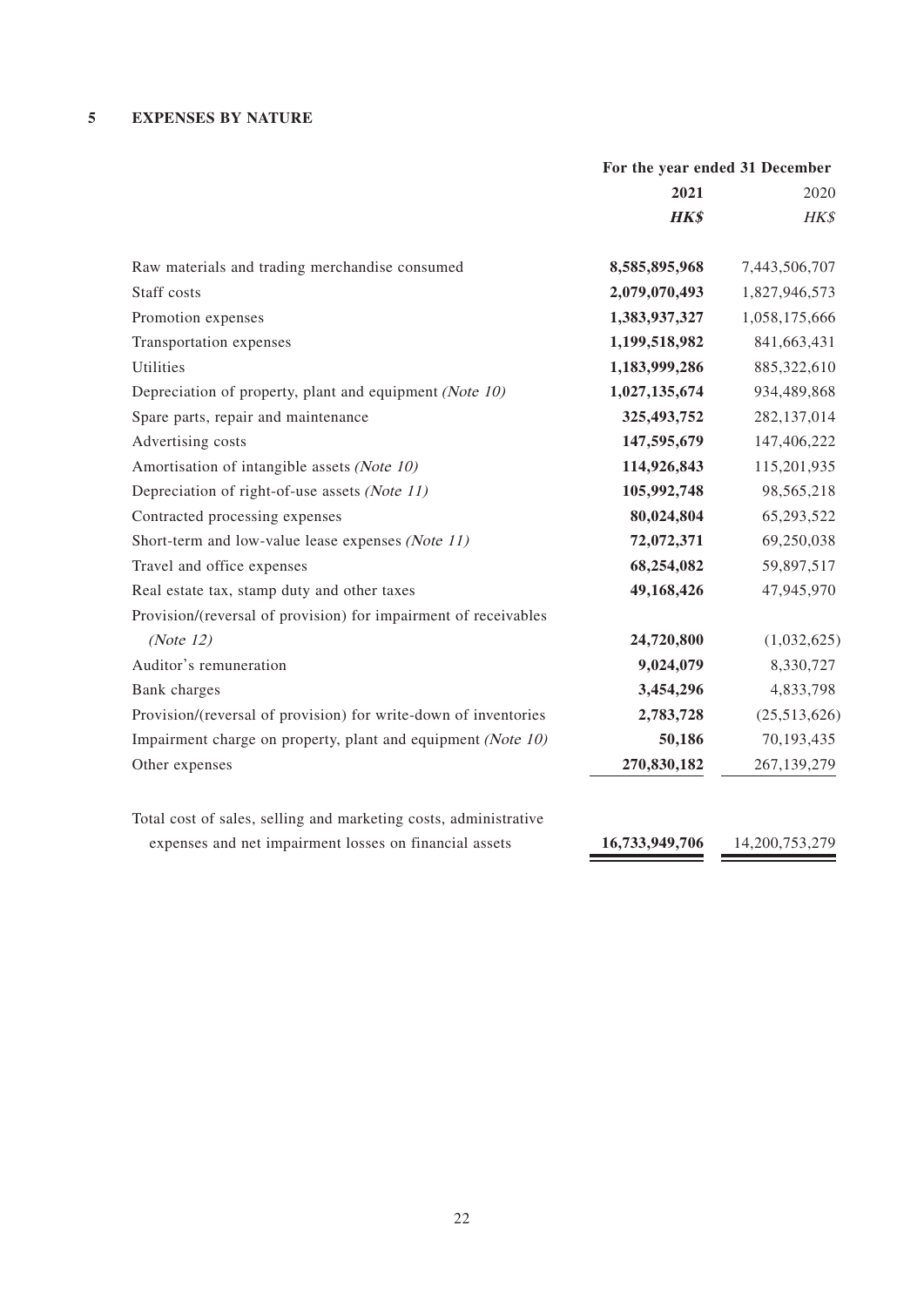## 5 EXPENSES BY NATURE

| | For the year ended 31 December | |
|---|---|---|
| | **2021** | 2020 |
| | ***HK$*** | *HK$* |
| Raw materials and trading merchandise consumed | **8,585,895,968** | 7,443,506,707 |
| Staff costs | **2,079,070,493** | 1,827,946,573 |
| Promotion expenses | **1,383,937,327** | 1,058,175,666 |
| Transportation expenses | **1,199,518,982** | 841,663,431 |
| Utilities | **1,183,999,286** | 885,322,610 |
| Depreciation of property, plant and equipment *(Note 10)* | **1,027,135,674** | 934,489,868 |
| Spare parts, repair and maintenance | **325,493,752** | 282,137,014 |
| Advertising costs | **147,595,679** | 147,406,222 |
| Amortisation of intangible assets *(Note 10)* | **114,926,843** | 115,201,935 |
| Depreciation of right-of-use assets *(Note 11)* | **105,992,748** | 98,565,218 |
| Contracted processing expenses | **80,024,804** | 65,293,522 |
| Short-term and low-value lease expenses *(Note 11)* | **72,072,371** | 69,250,038 |
| Travel and office expenses | **68,254,082** | 59,897,517 |
| Real estate tax, stamp duty and other taxes | **49,168,426** | 47,945,970 |
| Provision/(reversal of provision) for impairment of receivables *(Note 12)* | **24,720,800** | (1,032,625) |
| Auditor's remuneration | **9,024,079** | 8,330,727 |
| Bank charges | **3,454,296** | 4,833,798 |
| Provision/(reversal of provision) for write-down of inventories | **2,783,728** | (25,513,626) |
| Impairment charge on property, plant and equipment *(Note 10)* | **50,186** | 70,193,435 |
| Other expenses | **270,830,182** | 267,139,279 |
| Total cost of sales, selling and marketing costs, administrative expenses and net impairment losses on financial assets | **16,733,949,706** | 14,200,753,279 |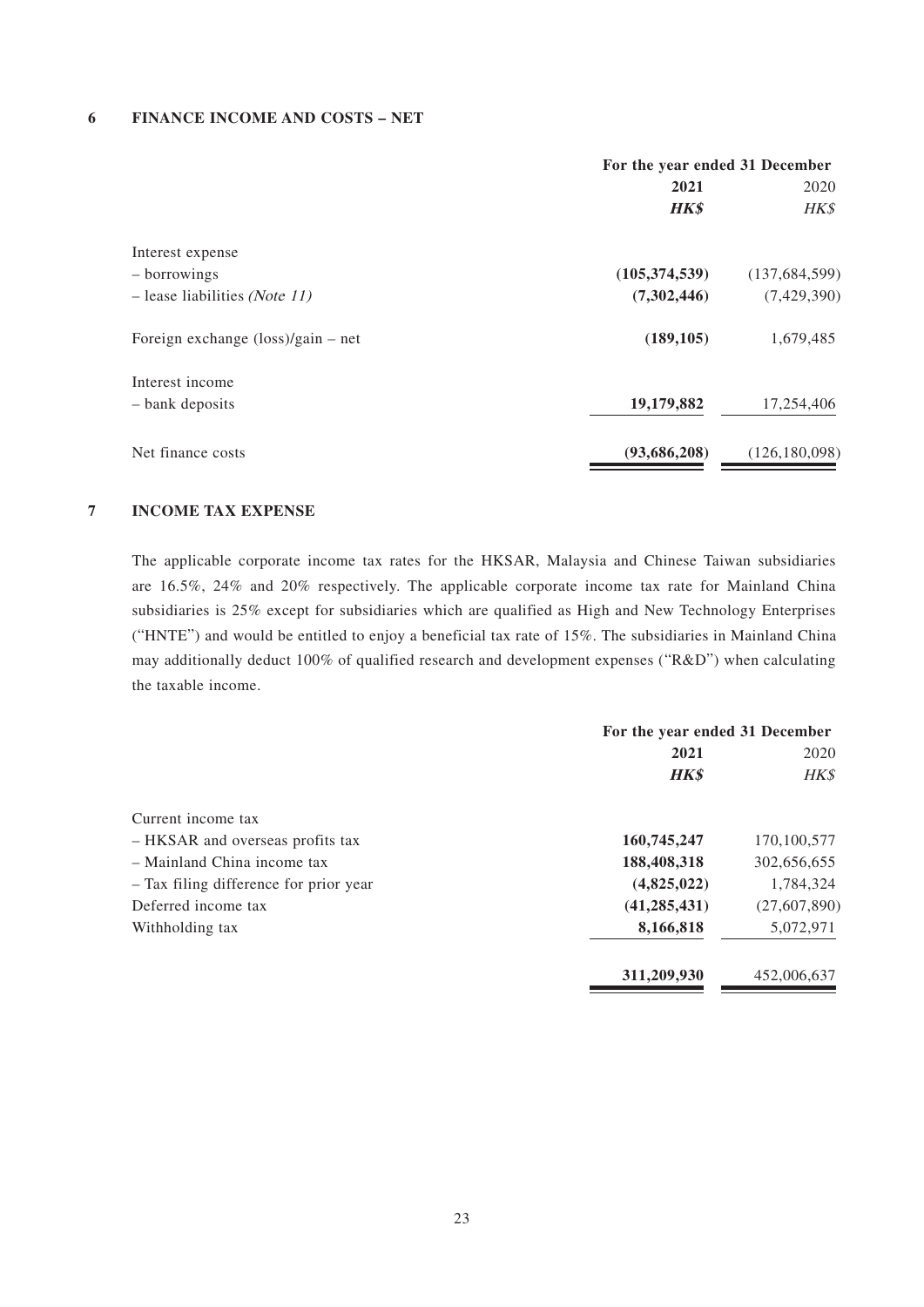## 6 FINANCE INCOME AND COSTS – NET

| | For the year ended 31 December | |
|---|---|---|
| | **2021** | 2020 |
| | ***HK$*** | *HK$* |
| Interest expense | | |
| – borrowings | **(105,374,539)** | (137,684,599) |
| – lease liabilities *(Note 11)* | **(7,302,446)** | (7,429,390) |
| Foreign exchange (loss)/gain – net | **(189,105)** | 1,679,485 |
| Interest income | | |
| – bank deposits | **19,179,882** | 17,254,406 |
| Net finance costs | **(93,686,208)** | (126,180,098) |

## 7 INCOME TAX EXPENSE

The applicable corporate income tax rates for the HKSAR, Malaysia and Chinese Taiwan subsidiaries are 16.5%, 24% and 20% respectively. The applicable corporate income tax rate for Mainland China subsidiaries is 25% except for subsidiaries which are qualified as High and New Technology Enterprises ("HNTE") and would be entitled to enjoy a beneficial tax rate of 15%. The subsidiaries in Mainland China may additionally deduct 100% of qualified research and development expenses ("R&D") when calculating the taxable income.

| | For the year ended 31 December | |
|---|---|---|
| | **2021** | 2020 |
| | ***HK$*** | *HK$* |
| Current income tax | | |
| – HKSAR and overseas profits tax | **160,745,247** | 170,100,577 |
| – Mainland China income tax | **188,408,318** | 302,656,655 |
| – Tax filing difference for prior year | **(4,825,022)** | 1,784,324 |
| Deferred income tax | **(41,285,431)** | (27,607,890) |
| Withholding tax | **8,166,818** | 5,072,971 |
| | **311,209,930** | 452,006,637 |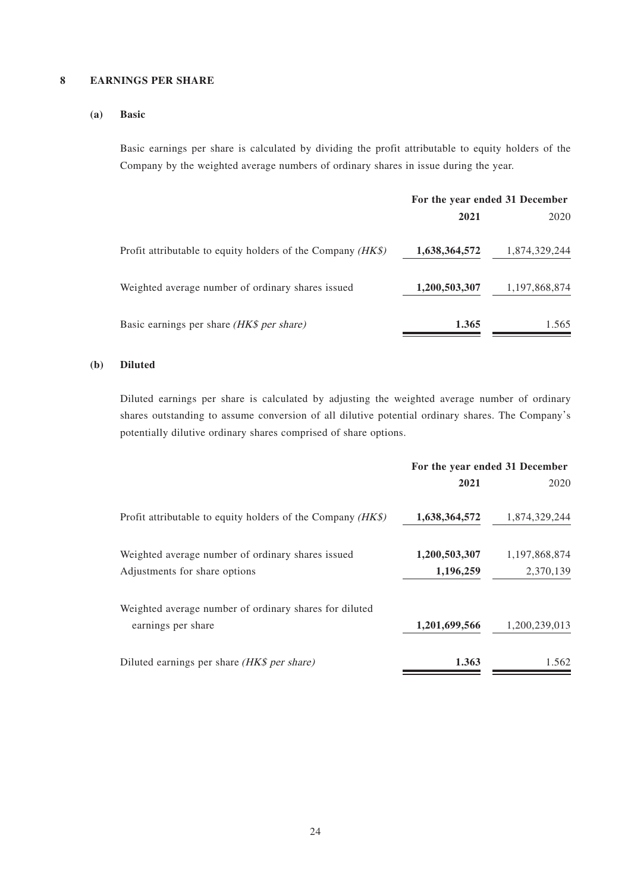## 8 EARNINGS PER SHARE

### (a) Basic

Basic earnings per share is calculated by dividing the profit attributable to equity holders of the Company by the weighted average numbers of ordinary shares in issue during the year.

| | For the year ended 31 December | |
|---|---|---|
| | **2021** | 2020 |
| Profit attributable to equity holders of the Company *(HK$)* | **1,638,364,572** | 1,874,329,244 |
| Weighted average number of ordinary shares issued | **1,200,503,307** | 1,197,868,874 |
| Basic earnings per share *(HK$ per share)* | **1.365** | 1.565 |

### (b) Diluted

Diluted earnings per share is calculated by adjusting the weighted average number of ordinary shares outstanding to assume conversion of all dilutive potential ordinary shares. The Company's potentially dilutive ordinary shares comprised of share options.

| | For the year ended 31 December | |
|---|---|---|
| | **2021** | 2020 |
| Profit attributable to equity holders of the Company *(HK$)* | **1,638,364,572** | 1,874,329,244 |
| Weighted average number of ordinary shares issued | **1,200,503,307** | 1,197,868,874 |
| Adjustments for share options | **1,196,259** | 2,370,139 |
| Weighted average number of ordinary shares for diluted earnings per share | **1,201,699,566** | 1,200,239,013 |
| Diluted earnings per share *(HK$ per share)* | **1.363** | 1.562 |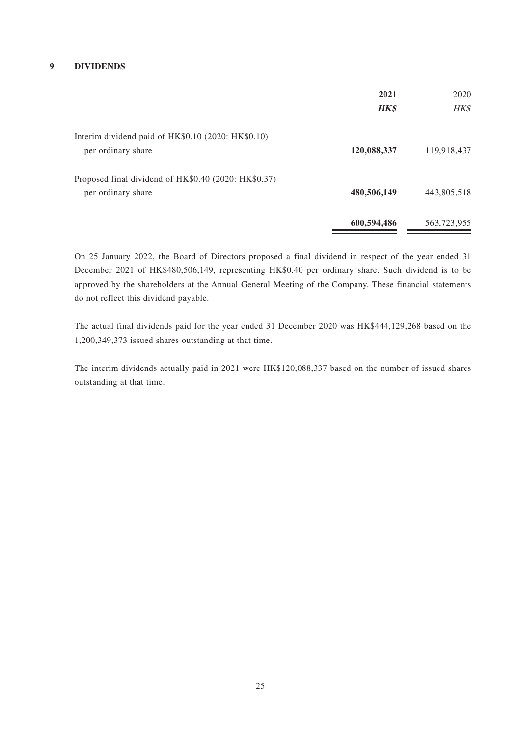## 9 DIVIDENDS

| | **2021** | 2020 |
|---|---|---|
| | ***HK$*** | *HK$* |
| Interim dividend paid of HK$0.10 (2020: HK$0.10) per ordinary share | **120,088,337** | 119,918,437 |
| Proposed final dividend of HK$0.40 (2020: HK$0.37) per ordinary share | **480,506,149** | 443,805,518 |
| | **600,594,486** | 563,723,955 |

On 25 January 2022, the Board of Directors proposed a final dividend in respect of the year ended 31 December 2021 of HK$480,506,149, representing HK$0.40 per ordinary share. Such dividend is to be approved by the shareholders at the Annual General Meeting of the Company. These financial statements do not reflect this dividend payable.

The actual final dividends paid for the year ended 31 December 2020 was HK$444,129,268 based on the 1,200,349,373 issued shares outstanding at that time.

The interim dividends actually paid in 2021 were HK$120,088,337 based on the number of issued shares outstanding at that time.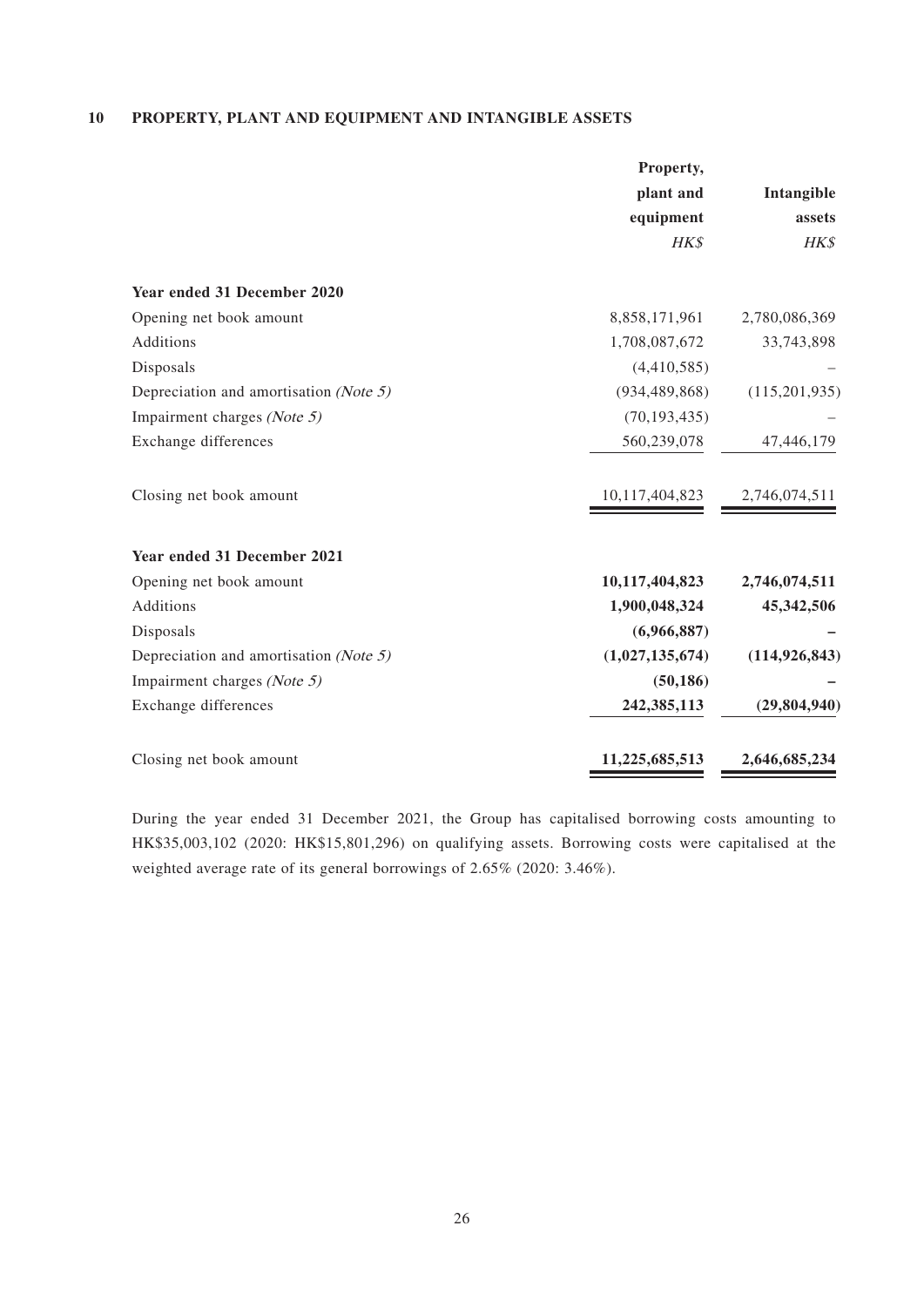## 10 PROPERTY, PLANT AND EQUIPMENT AND INTANGIBLE ASSETS

| | Property, plant and equipment | Intangible assets |
|---|---|---|
| | *HK$* | *HK$* |
| **Year ended 31 December 2020** | | |
| Opening net book amount | 8,858,171,961 | 2,780,086,369 |
| Additions | 1,708,087,672 | 33,743,898 |
| Disposals | (4,410,585) | – |
| Depreciation and amortisation *(Note 5)* | (934,489,868) | (115,201,935) |
| Impairment charges *(Note 5)* | (70,193,435) | – |
| Exchange differences | 560,239,078 | 47,446,179 |
| Closing net book amount | 10,117,404,823 | 2,746,074,511 |
| **Year ended 31 December 2021** | | |
| Opening net book amount | **10,117,404,823** | **2,746,074,511** |
| Additions | **1,900,048,324** | **45,342,506** |
| Disposals | **(6,966,887)** | **–** |
| Depreciation and amortisation *(Note 5)* | **(1,027,135,674)** | **(114,926,843)** |
| Impairment charges *(Note 5)* | **(50,186)** | **–** |
| Exchange differences | **242,385,113** | **(29,804,940)** |
| Closing net book amount | **11,225,685,513** | **2,646,685,234** |

During the year ended 31 December 2021, the Group has capitalised borrowing costs amounting to HK$35,003,102 (2020: HK$15,801,296) on qualifying assets. Borrowing costs were capitalised at the weighted average rate of its general borrowings of 2.65% (2020: 3.46%).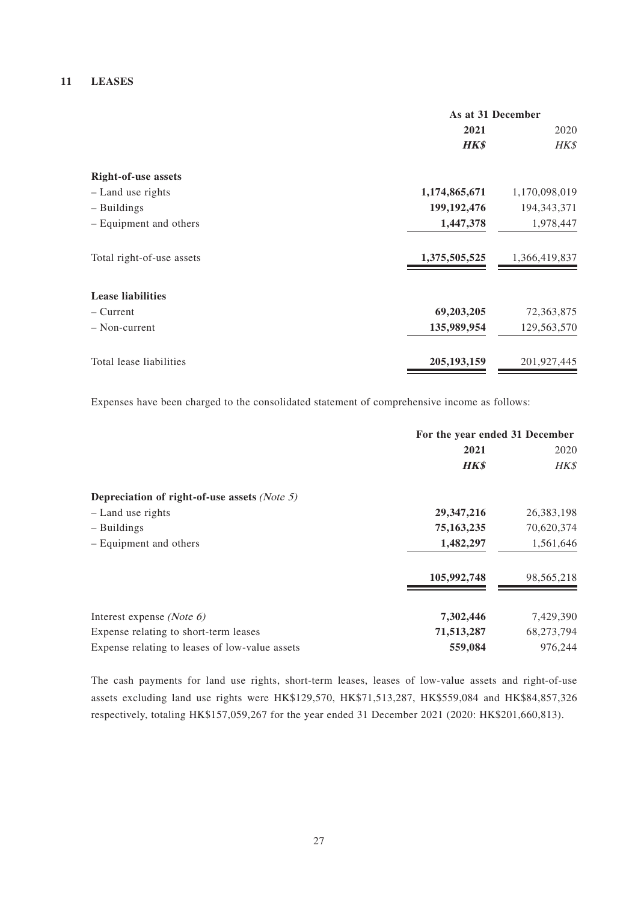## 11 LEASES

| | As at 31 December | |
|---|---|---|
| | **2021** | 2020 |
| | ***HK$*** | *HK$* |
| **Right-of-use assets** | | |
| – Land use rights | **1,174,865,671** | 1,170,098,019 |
| – Buildings | **199,192,476** | 194,343,371 |
| – Equipment and others | **1,447,378** | 1,978,447 |
| Total right-of-use assets | **1,375,505,525** | 1,366,419,837 |
| **Lease liabilities** | | |
| – Current | **69,203,205** | 72,363,875 |
| – Non-current | **135,989,954** | 129,563,570 |
| Total lease liabilities | **205,193,159** | 201,927,445 |

Expenses have been charged to the consolidated statement of comprehensive income as follows:

| | For the year ended 31 December | |
|---|---|---|
| | **2021** | 2020 |
| | ***HK$*** | *HK$* |
| **Depreciation of right-of-use assets** *(Note 5)* | | |
| – Land use rights | **29,347,216** | 26,383,198 |
| – Buildings | **75,163,235** | 70,620,374 |
| – Equipment and others | **1,482,297** | 1,561,646 |
| | **105,992,748** | 98,565,218 |
| Interest expense *(Note 6)* | **7,302,446** | 7,429,390 |
| Expense relating to short-term leases | **71,513,287** | 68,273,794 |
| Expense relating to leases of low-value assets | **559,084** | 976,244 |

The cash payments for land use rights, short-term leases, leases of low-value assets and right-of-use assets excluding land use rights were HK$129,570, HK$71,513,287, HK$559,084 and HK$84,857,326 respectively, totaling HK$157,059,267 for the year ended 31 December 2021 (2020: HK$201,660,813).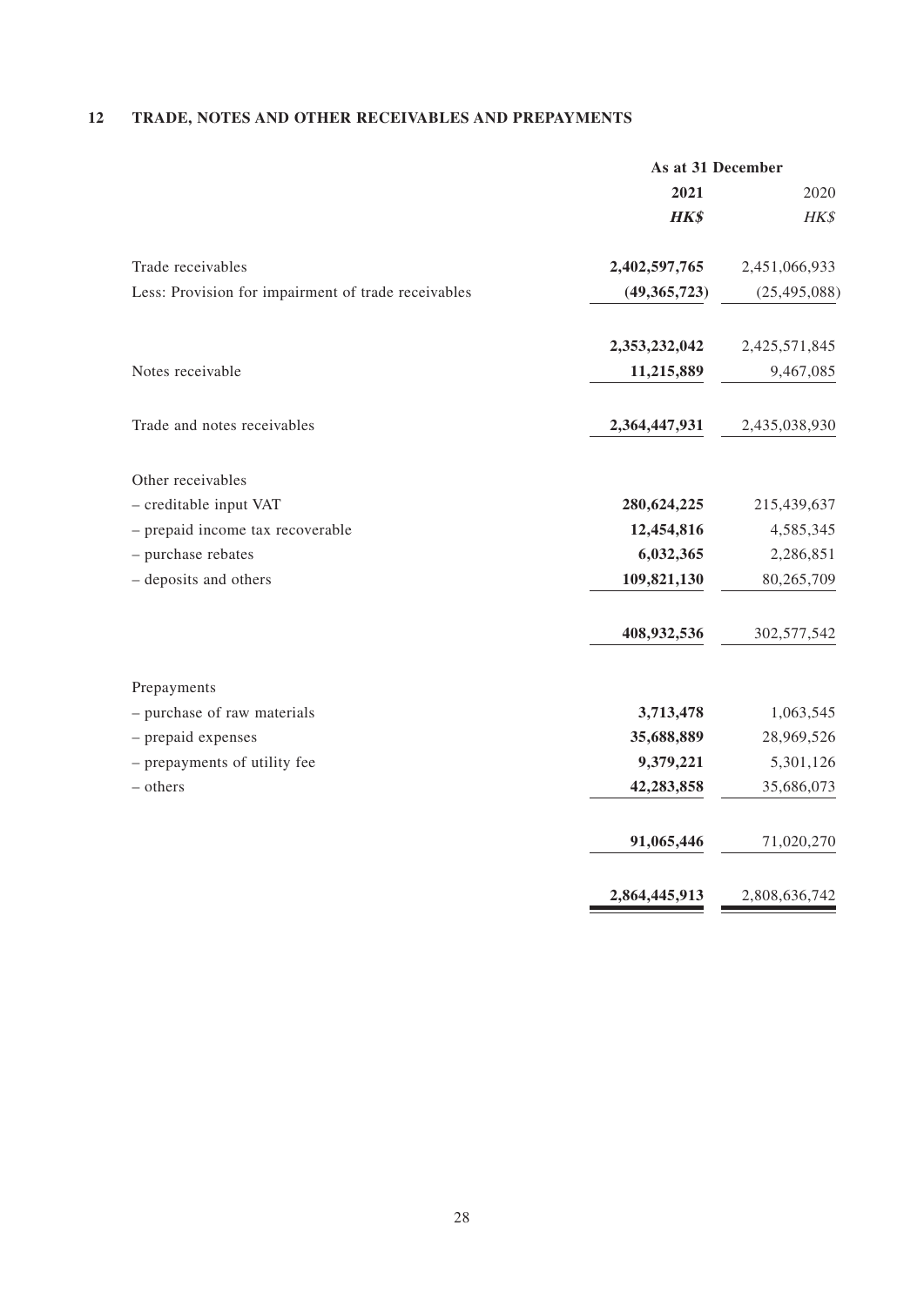## 12 TRADE, NOTES AND OTHER RECEIVABLES AND PREPAYMENTS

| | As at 31 December | |
|---|---|---|
| | **2021** | 2020 |
| | ***HK$*** | *HK$* |
| Trade receivables | **2,402,597,765** | 2,451,066,933 |
| Less: Provision for impairment of trade receivables | **(49,365,723)** | (25,495,088) |
| | **2,353,232,042** | 2,425,571,845 |
| Notes receivable | **11,215,889** | 9,467,085 |
| Trade and notes receivables | **2,364,447,931** | 2,435,038,930 |
| Other receivables | | |
| – creditable input VAT | **280,624,225** | 215,439,637 |
| – prepaid income tax recoverable | **12,454,816** | 4,585,345 |
| – purchase rebates | **6,032,365** | 2,286,851 |
| – deposits and others | **109,821,130** | 80,265,709 |
| | **408,932,536** | 302,577,542 |
| Prepayments | | |
| – purchase of raw materials | **3,713,478** | 1,063,545 |
| – prepaid expenses | **35,688,889** | 28,969,526 |
| – prepayments of utility fee | **9,379,221** | 5,301,126 |
| – others | **42,283,858** | 35,686,073 |
| | **91,065,446** | 71,020,270 |
| | **2,864,445,913** | 2,808,636,742 |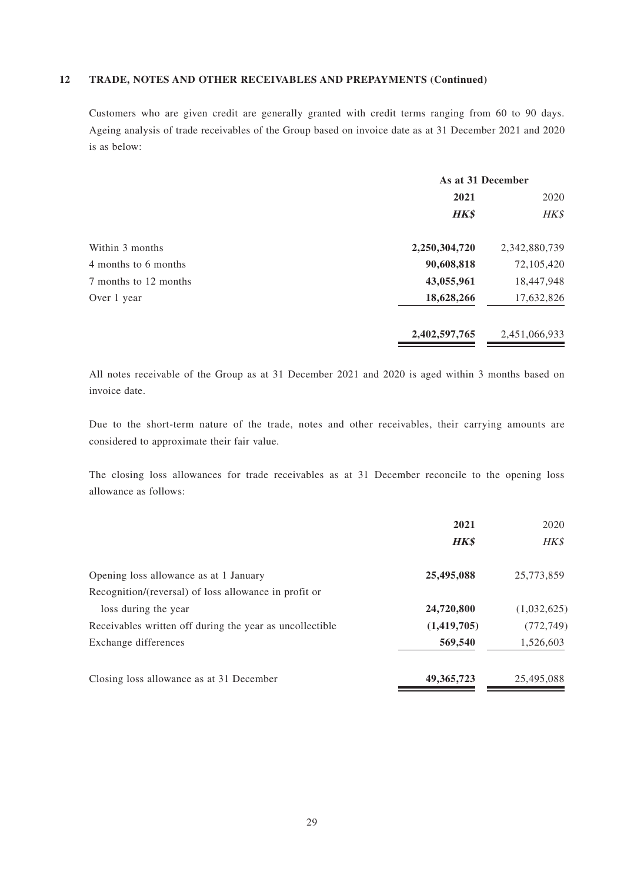## 12 TRADE, NOTES AND OTHER RECEIVABLES AND PREPAYMENTS (Continued)

Customers who are given credit are generally granted with credit terms ranging from 60 to 90 days. Ageing analysis of trade receivables of the Group based on invoice date as at 31 December 2021 and 2020 is as below:

| | As at 31 December | |
|---|---|---|
| | **2021** | 2020 |
| | ***HK$*** | *HK$* |
| Within 3 months | **2,250,304,720** | 2,342,880,739 |
| 4 months to 6 months | **90,608,818** | 72,105,420 |
| 7 months to 12 months | **43,055,961** | 18,447,948 |
| Over 1 year | **18,628,266** | 17,632,826 |
| | **2,402,597,765** | 2,451,066,933 |

All notes receivable of the Group as at 31 December 2021 and 2020 is aged within 3 months based on invoice date.

Due to the short-term nature of the trade, notes and other receivables, their carrying amounts are considered to approximate their fair value.

The closing loss allowances for trade receivables as at 31 December reconcile to the opening loss allowance as follows:

| | **2021** | 2020 |
|---|---|---|
| | ***HK$*** | *HK$* |
| Opening loss allowance as at 1 January | **25,495,088** | 25,773,859 |
| Recognition/(reversal) of loss allowance in profit or loss during the year | **24,720,800** | (1,032,625) |
| Receivables written off during the year as uncollectible | **(1,419,705)** | (772,749) |
| Exchange differences | **569,540** | 1,526,603 |
| Closing loss allowance as at 31 December | **49,365,723** | 25,495,088 |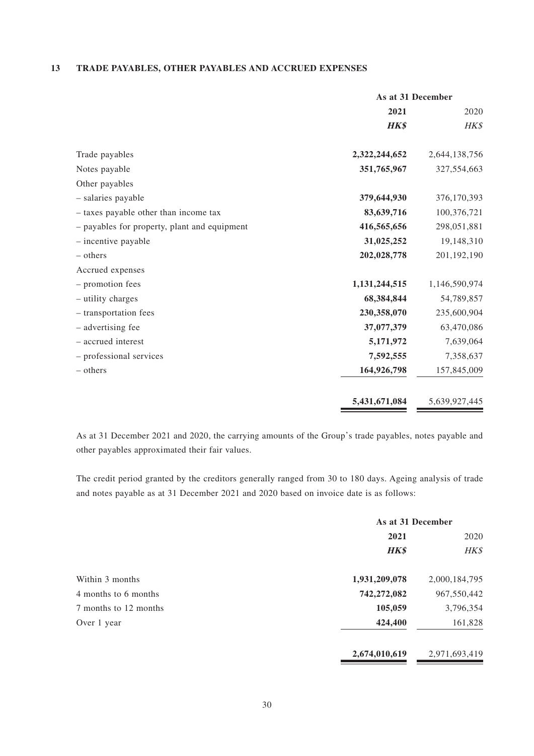## 13 TRADE PAYABLES, OTHER PAYABLES AND ACCRUED EXPENSES

| | As at 31 December | |
|---|---|---|
| | **2021** | 2020 |
| | ***HK$*** | *HK$* |
| Trade payables | **2,322,244,652** | 2,644,138,756 |
| Notes payable | **351,765,967** | 327,554,663 |
| Other payables | | |
| – salaries payable | **379,644,930** | 376,170,393 |
| – taxes payable other than income tax | **83,639,716** | 100,376,721 |
| – payables for property, plant and equipment | **416,565,656** | 298,051,881 |
| – incentive payable | **31,025,252** | 19,148,310 |
| – others | **202,028,778** | 201,192,190 |
| Accrued expenses | | |
| – promotion fees | **1,131,244,515** | 1,146,590,974 |
| – utility charges | **68,384,844** | 54,789,857 |
| – transportation fees | **230,358,070** | 235,600,904 |
| – advertising fee | **37,077,379** | 63,470,086 |
| – accrued interest | **5,171,972** | 7,639,064 |
| – professional services | **7,592,555** | 7,358,637 |
| – others | **164,926,798** | 157,845,009 |
| | **5,431,671,084** | 5,639,927,445 |

As at 31 December 2021 and 2020, the carrying amounts of the Group's trade payables, notes payable and other payables approximated their fair values.

The credit period granted by the creditors generally ranged from 30 to 180 days. Ageing analysis of trade and notes payable as at 31 December 2021 and 2020 based on invoice date is as follows:

| | As at 31 December | |
|---|---|---|
| | **2021** | 2020 |
| | ***HK$*** | *HK$* |
| Within 3 months | **1,931,209,078** | 2,000,184,795 |
| 4 months to 6 months | **742,272,082** | 967,550,442 |
| 7 months to 12 months | **105,059** | 3,796,354 |
| Over 1 year | **424,400** | 161,828 |
| | **2,674,010,619** | 2,971,693,419 |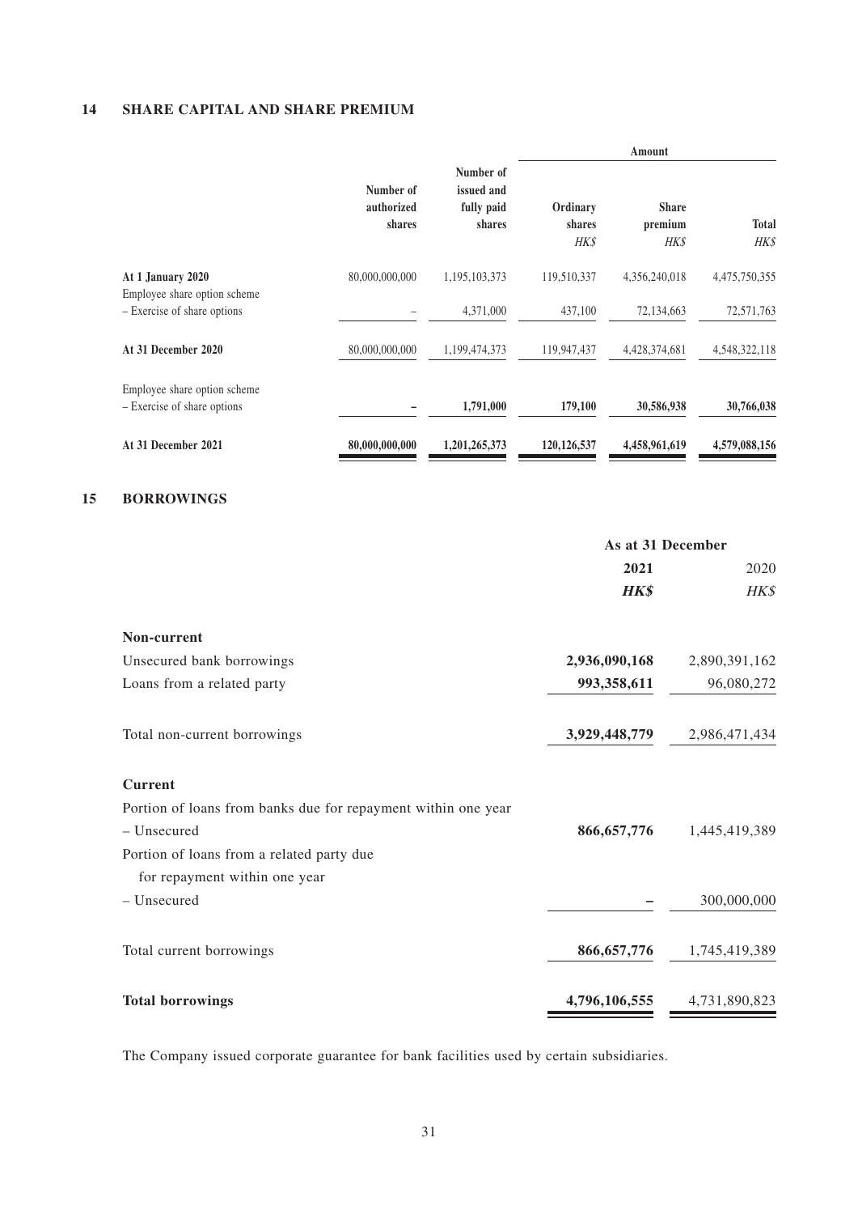## 14 SHARE CAPITAL AND SHARE PREMIUM

| | Number of authorized shares | Number of issued and fully paid shares | Amount | | |
|---|---|---|---|---|---|
| | | | Ordinary shares HK$ | Share premium HK$ | Total HK$ |
| **At 1 January 2020** | 80,000,000,000 | 1,195,103,373 | 119,510,337 | 4,356,240,018 | 4,475,750,355 |
| Employee share option scheme – Exercise of share options | – | 4,371,000 | 437,100 | 72,134,663 | 72,571,763 |
| **At 31 December 2020** | 80,000,000,000 | 1,199,474,373 | 119,947,437 | 4,428,374,681 | 4,548,322,118 |
| Employee share option scheme – Exercise of share options | **–** | **1,791,000** | **179,100** | **30,586,938** | **30,766,038** |
| **At 31 December 2021** | **80,000,000,000** | **1,201,265,373** | **120,126,537** | **4,458,961,619** | **4,579,088,156** |

## 15 BORROWINGS

| | As at 31 December | |
|---|---|---|
| | **2021** | 2020 |
| | ***HK$*** | *HK$* |
| **Non-current** | | |
| Unsecured bank borrowings | **2,936,090,168** | 2,890,391,162 |
| Loans from a related party | **993,358,611** | 96,080,272 |
| Total non-current borrowings | **3,929,448,779** | 2,986,471,434 |
| **Current** | | |
| Portion of loans from banks due for repayment within one year | | |
| – Unsecured | **866,657,776** | 1,445,419,389 |
| Portion of loans from a related party due for repayment within one year | | |
| – Unsecured | **–** | 300,000,000 |
| Total current borrowings | **866,657,776** | 1,745,419,389 |
| **Total borrowings** | **4,796,106,555** | 4,731,890,823 |

The Company issued corporate guarantee for bank facilities used by certain subsidiaries.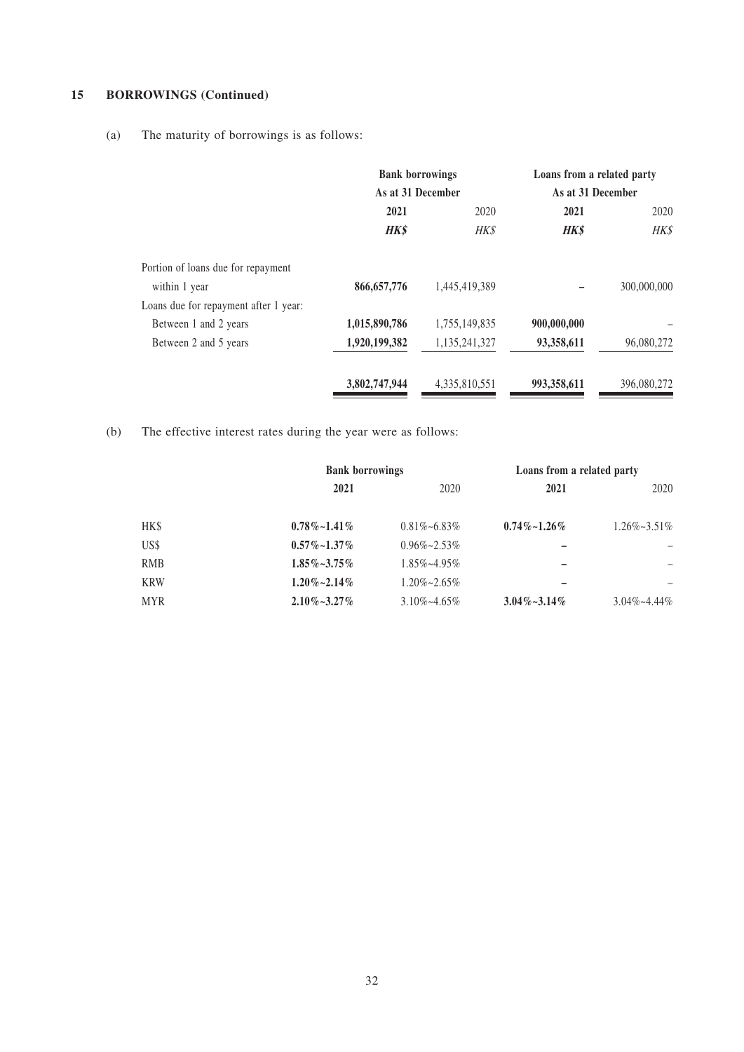## 15 BORROWINGS (Continued)

(a) The maturity of borrowings is as follows:

| | Bank borrowings | | Loans from a related party | |
|---|---|---|---|---|
| | As at 31 December | | As at 31 December | |
| | **2021** | 2020 | **2021** | 2020 |
| | ***HK$*** | *HK$* | ***HK$*** | *HK$* |
| Portion of loans due for repayment within 1 year | **866,657,776** | 1,445,419,389 | **–** | 300,000,000 |
| Loans due for repayment after 1 year: | | | | |
| Between 1 and 2 years | **1,015,890,786** | 1,755,149,835 | **900,000,000** | – |
| Between 2 and 5 years | **1,920,199,382** | 1,135,241,327 | **93,358,611** | 96,080,272 |
| | **3,802,747,944** | 4,335,810,551 | **993,358,611** | 396,080,272 |

(b) The effective interest rates during the year were as follows:

| | Bank borrowings | | Loans from a related party | |
|---|---|---|---|---|
| | **2021** | 2020 | **2021** | 2020 |
| HK$ | **0.78%~1.41%** | 0.81%~6.83% | **0.74%~1.26%** | 1.26%~3.51% |
| US$ | **0.57%~1.37%** | 0.96%~2.53% | **–** | – |
| RMB | **1.85%~3.75%** | 1.85%~4.95% | **–** | – |
| KRW | **1.20%~2.14%** | 1.20%~2.65% | **–** | – |
| MYR | **2.10%~3.27%** | 3.10%~4.65% | **3.04%~3.14%** | 3.04%~4.44% |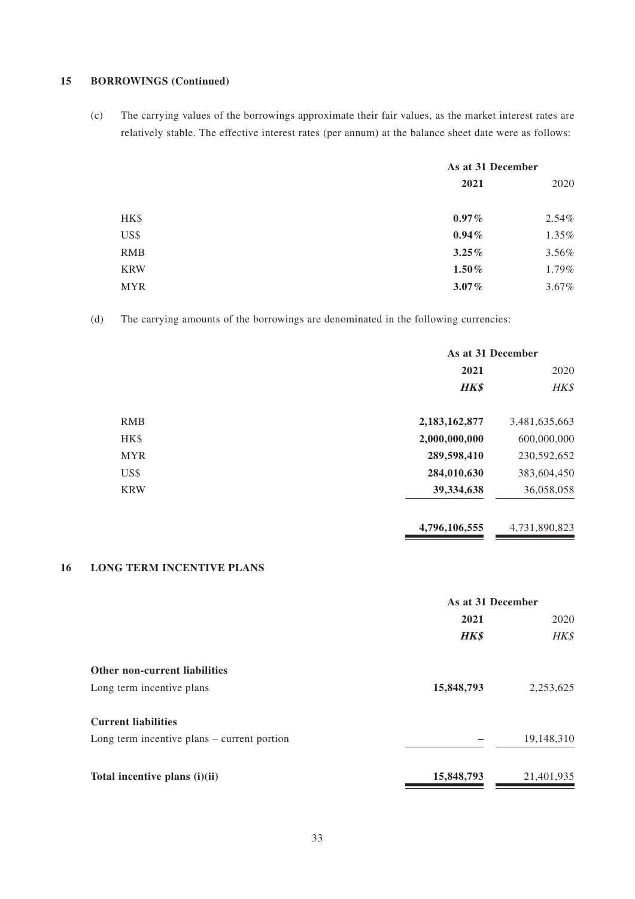## 15 BORROWINGS (Continued)

(c) The carrying values of the borrowings approximate their fair values, as the market interest rates are relatively stable. The effective interest rates (per annum) at the balance sheet date were as follows:

| | As at 31 December | |
|---|---|---|
| | **2021** | 2020 |
| HK$ | **0.97%** | 2.54% |
| US$ | **0.94%** | 1.35% |
| RMB | **3.25%** | 3.56% |
| KRW | **1.50%** | 1.79% |
| MYR | **3.07%** | 3.67% |

(d) The carrying amounts of the borrowings are denominated in the following currencies:

| | As at 31 December | |
|---|---|---|
| | **2021** | 2020 |
| | ***HK$*** | *HK$* |
| RMB | **2,183,162,877** | 3,481,635,663 |
| HK$ | **2,000,000,000** | 600,000,000 |
| MYR | **289,598,410** | 230,592,652 |
| US$ | **284,010,630** | 383,604,450 |
| KRW | **39,334,638** | 36,058,058 |
| | **4,796,106,555** | 4,731,890,823 |

## 16 LONG TERM INCENTIVE PLANS

| | As at 31 December | |
|---|---|---|
| | **2021** | 2020 |
| | ***HK$*** | *HK$* |
| **Other non-current liabilities** | | |
| Long term incentive plans | **15,848,793** | 2,253,625 |
| **Current liabilities** | | |
| Long term incentive plans – current portion | **–** | 19,148,310 |
| **Total incentive plans (i)(ii)** | **15,848,793** | 21,401,935 |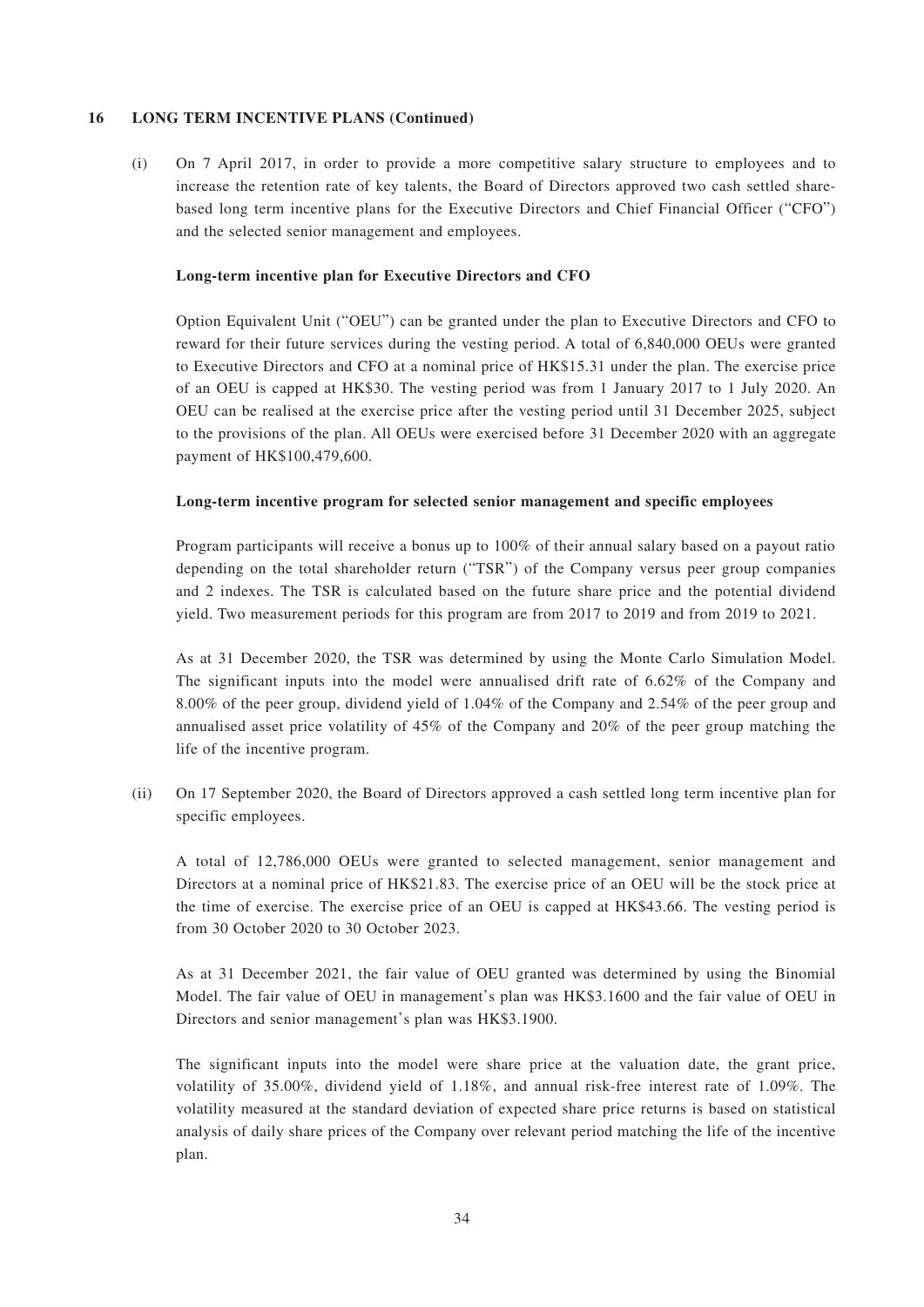## 16 LONG TERM INCENTIVE PLANS (Continued)

(i) On 7 April 2017, in order to provide a more competitive salary structure to employees and to increase the retention rate of key talents, the Board of Directors approved two cash settled share-based long term incentive plans for the Executive Directors and Chief Financial Officer ("CFO") and the selected senior management and employees.

**Long-term incentive plan for Executive Directors and CFO**

Option Equivalent Unit ("OEU") can be granted under the plan to Executive Directors and CFO to reward for their future services during the vesting period. A total of 6,840,000 OEUs were granted to Executive Directors and CFO at a nominal price of HK$15.31 under the plan. The exercise price of an OEU is capped at HK$30. The vesting period was from 1 January 2017 to 1 July 2020. An OEU can be realised at the exercise price after the vesting period until 31 December 2025, subject to the provisions of the plan. All OEUs were exercised before 31 December 2020 with an aggregate payment of HK$100,479,600.

**Long-term incentive program for selected senior management and specific employees**

Program participants will receive a bonus up to 100% of their annual salary based on a payout ratio depending on the total shareholder return ("TSR") of the Company versus peer group companies and 2 indexes. The TSR is calculated based on the future share price and the potential dividend yield. Two measurement periods for this program are from 2017 to 2019 and from 2019 to 2021.

As at 31 December 2020, the TSR was determined by using the Monte Carlo Simulation Model. The significant inputs into the model were annualised drift rate of 6.62% of the Company and 8.00% of the peer group, dividend yield of 1.04% of the Company and 2.54% of the peer group and annualised asset price volatility of 45% of the Company and 20% of the peer group matching the life of the incentive program.

(ii) On 17 September 2020, the Board of Directors approved a cash settled long term incentive plan for specific employees.

A total of 12,786,000 OEUs were granted to selected management, senior management and Directors at a nominal price of HK$21.83. The exercise price of an OEU will be the stock price at the time of exercise. The exercise price of an OEU is capped at HK$43.66. The vesting period is from 30 October 2020 to 30 October 2023.

As at 31 December 2021, the fair value of OEU granted was determined by using the Binomial Model. The fair value of OEU in management's plan was HK$3.1600 and the fair value of OEU in Directors and senior management's plan was HK$3.1900.

The significant inputs into the model were share price at the valuation date, the grant price, volatility of 35.00%, dividend yield of 1.18%, and annual risk-free interest rate of 1.09%. The volatility measured at the standard deviation of expected share price returns is based on statistical analysis of daily share prices of the Company over relevant period matching the life of the incentive plan.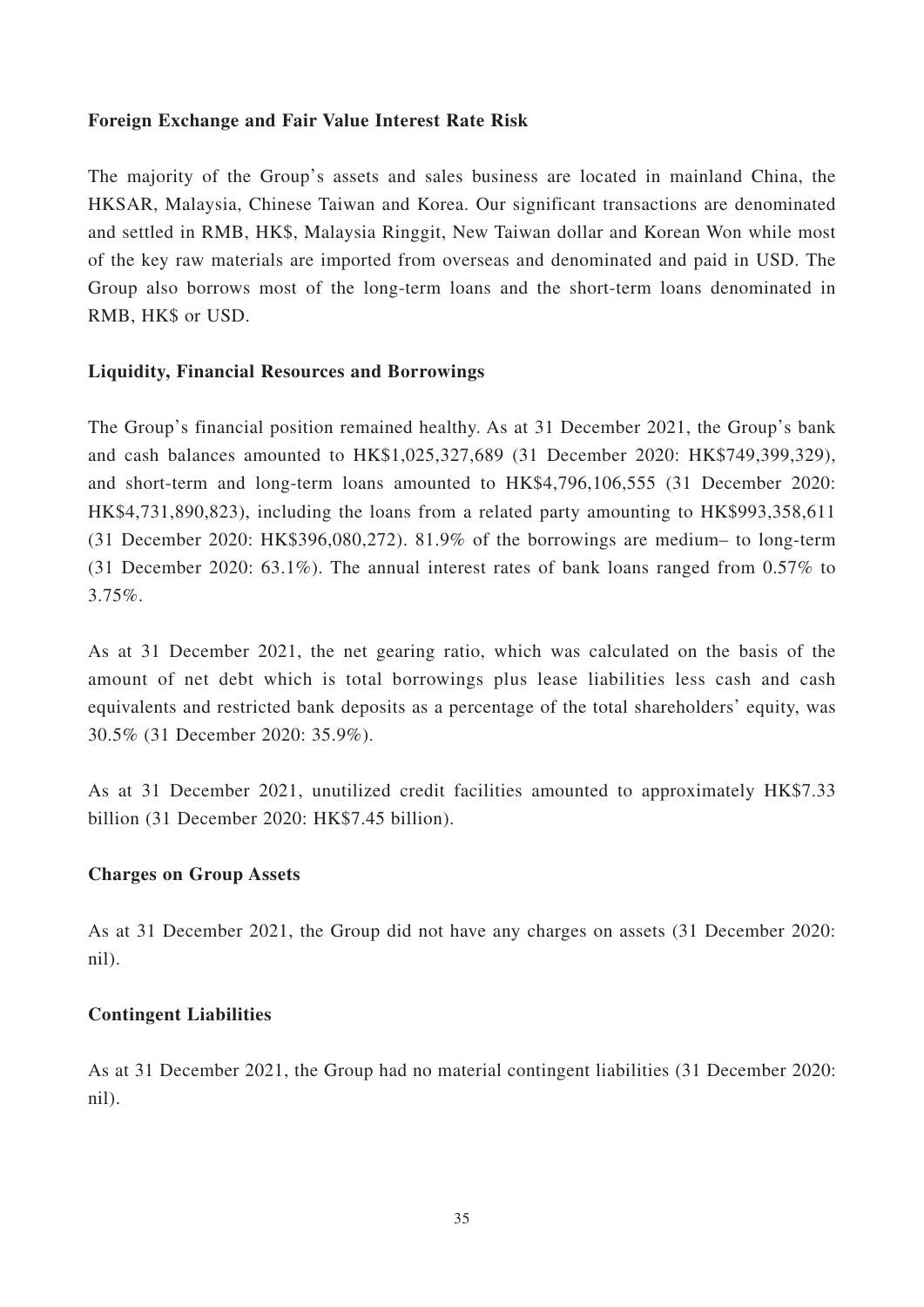**Foreign Exchange and Fair Value Interest Rate Risk**

The majority of the Group's assets and sales business are located in mainland China, the HKSAR, Malaysia, Chinese Taiwan and Korea. Our significant transactions are denominated and settled in RMB, HK$, Malaysia Ringgit, New Taiwan dollar and Korean Won while most of the key raw materials are imported from overseas and denominated and paid in USD. The Group also borrows most of the long-term loans and the short-term loans denominated in RMB, HK$ or USD.

**Liquidity, Financial Resources and Borrowings**

The Group's financial position remained healthy. As at 31 December 2021, the Group's bank and cash balances amounted to HK$1,025,327,689 (31 December 2020: HK$749,399,329), and short-term and long-term loans amounted to HK$4,796,106,555 (31 December 2020: HK$4,731,890,823), including the loans from a related party amounting to HK$993,358,611 (31 December 2020: HK$396,080,272). 81.9% of the borrowings are medium– to long-term (31 December 2020: 63.1%). The annual interest rates of bank loans ranged from 0.57% to 3.75%.

As at 31 December 2021, the net gearing ratio, which was calculated on the basis of the amount of net debt which is total borrowings plus lease liabilities less cash and cash equivalents and restricted bank deposits as a percentage of the total shareholders' equity, was 30.5% (31 December 2020: 35.9%).

As at 31 December 2021, unutilized credit facilities amounted to approximately HK$7.33 billion (31 December 2020: HK$7.45 billion).

**Charges on Group Assets**

As at 31 December 2021, the Group did not have any charges on assets (31 December 2020: nil).

**Contingent Liabilities**

As at 31 December 2021, the Group had no material contingent liabilities (31 December 2020: nil).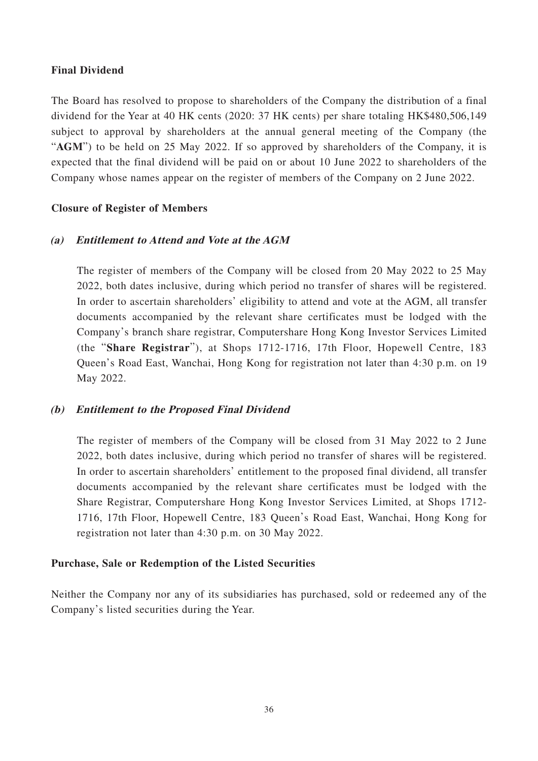**Final Dividend**

The Board has resolved to propose to shareholders of the Company the distribution of a final dividend for the Year at 40 HK cents (2020: 37 HK cents) per share totaling HK$480,506,149 subject to approval by shareholders at the annual general meeting of the Company (the "**AGM**") to be held on 25 May 2022. If so approved by shareholders of the Company, it is expected that the final dividend will be paid on or about 10 June 2022 to shareholders of the Company whose names appear on the register of members of the Company on 2 June 2022.

**Closure of Register of Members**

***(a) Entitlement to Attend and Vote at the AGM***

The register of members of the Company will be closed from 20 May 2022 to 25 May 2022, both dates inclusive, during which period no transfer of shares will be registered. In order to ascertain shareholders' eligibility to attend and vote at the AGM, all transfer documents accompanied by the relevant share certificates must be lodged with the Company's branch share registrar, Computershare Hong Kong Investor Services Limited (the "**Share Registrar**"), at Shops 1712-1716, 17th Floor, Hopewell Centre, 183 Queen's Road East, Wanchai, Hong Kong for registration not later than 4:30 p.m. on 19 May 2022.

***(b) Entitlement to the Proposed Final Dividend***

The register of members of the Company will be closed from 31 May 2022 to 2 June 2022, both dates inclusive, during which period no transfer of shares will be registered. In order to ascertain shareholders' entitlement to the proposed final dividend, all transfer documents accompanied by the relevant share certificates must be lodged with the Share Registrar, Computershare Hong Kong Investor Services Limited, at Shops 1712-1716, 17th Floor, Hopewell Centre, 183 Queen's Road East, Wanchai, Hong Kong for registration not later than 4:30 p.m. on 30 May 2022.

**Purchase, Sale or Redemption of the Listed Securities**

Neither the Company nor any of its subsidiaries has purchased, sold or redeemed any of the Company's listed securities during the Year.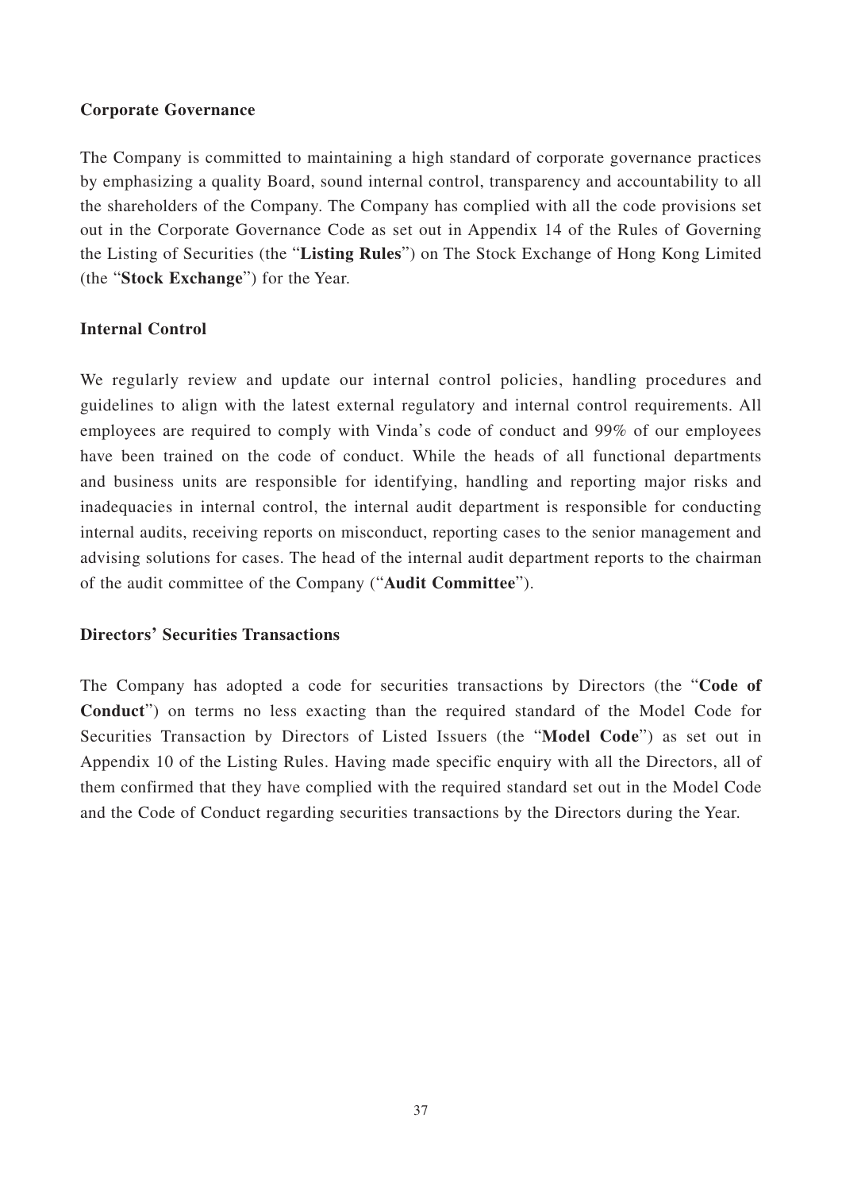**Corporate Governance**

The Company is committed to maintaining a high standard of corporate governance practices by emphasizing a quality Board, sound internal control, transparency and accountability to all the shareholders of the Company. The Company has complied with all the code provisions set out in the Corporate Governance Code as set out in Appendix 14 of the Rules of Governing the Listing of Securities (the "**Listing Rules**") on The Stock Exchange of Hong Kong Limited (the "**Stock Exchange**") for the Year.

**Internal Control**

We regularly review and update our internal control policies, handling procedures and guidelines to align with the latest external regulatory and internal control requirements. All employees are required to comply with Vinda's code of conduct and 99% of our employees have been trained on the code of conduct. While the heads of all functional departments and business units are responsible for identifying, handling and reporting major risks and inadequacies in internal control, the internal audit department is responsible for conducting internal audits, receiving reports on misconduct, reporting cases to the senior management and advising solutions for cases. The head of the internal audit department reports to the chairman of the audit committee of the Company ("**Audit Committee**").

**Directors' Securities Transactions**

The Company has adopted a code for securities transactions by Directors (the "**Code of Conduct**") on terms no less exacting than the required standard of the Model Code for Securities Transaction by Directors of Listed Issuers (the "**Model Code**") as set out in Appendix 10 of the Listing Rules. Having made specific enquiry with all the Directors, all of them confirmed that they have complied with the required standard set out in the Model Code and the Code of Conduct regarding securities transactions by the Directors during the Year.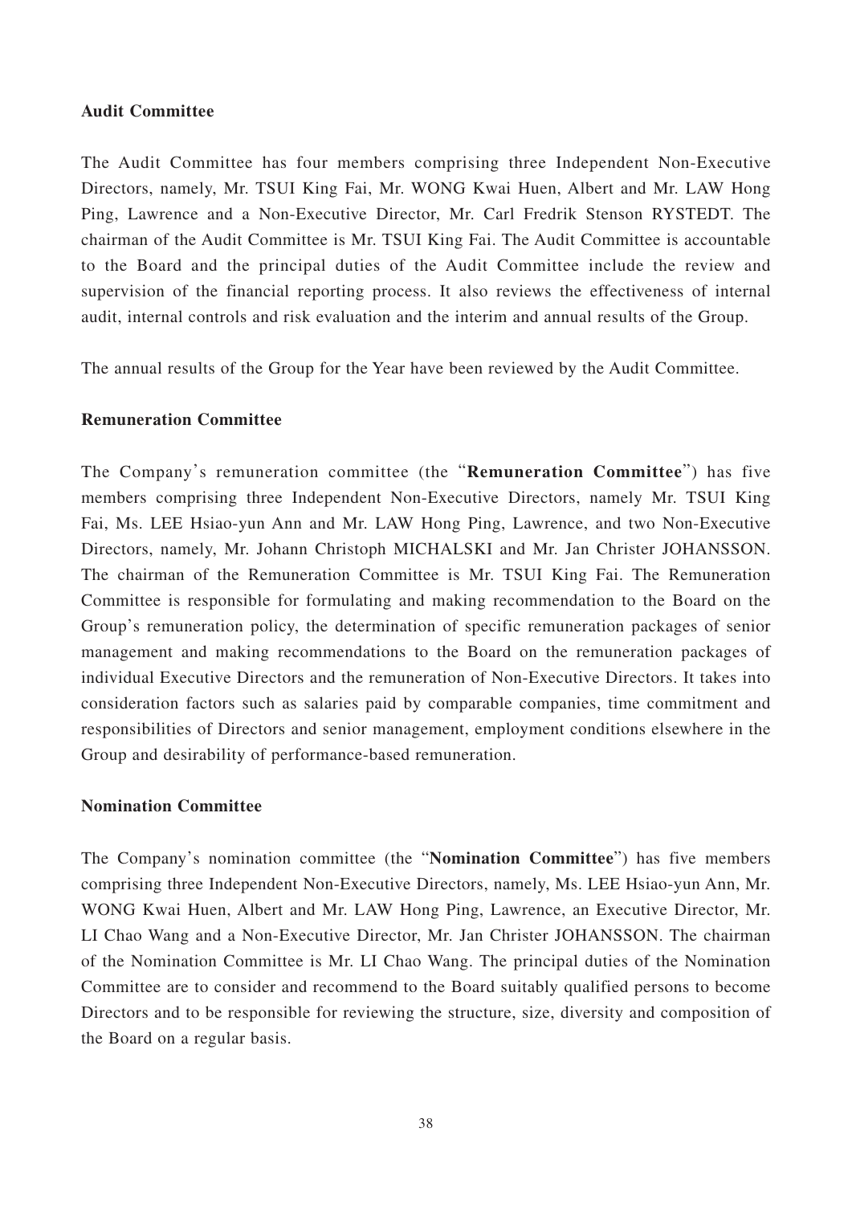**Audit Committee**

The Audit Committee has four members comprising three Independent Non-Executive Directors, namely, Mr. TSUI King Fai, Mr. WONG Kwai Huen, Albert and Mr. LAW Hong Ping, Lawrence and a Non-Executive Director, Mr. Carl Fredrik Stenson RYSTEDT. The chairman of the Audit Committee is Mr. TSUI King Fai. The Audit Committee is accountable to the Board and the principal duties of the Audit Committee include the review and supervision of the financial reporting process. It also reviews the effectiveness of internal audit, internal controls and risk evaluation and the interim and annual results of the Group.

The annual results of the Group for the Year have been reviewed by the Audit Committee.

**Remuneration Committee**

The Company's remuneration committee (the "**Remuneration Committee**") has five members comprising three Independent Non-Executive Directors, namely Mr. TSUI King Fai, Ms. LEE Hsiao-yun Ann and Mr. LAW Hong Ping, Lawrence, and two Non-Executive Directors, namely, Mr. Johann Christoph MICHALSKI and Mr. Jan Christer JOHANSSON. The chairman of the Remuneration Committee is Mr. TSUI King Fai. The Remuneration Committee is responsible for formulating and making recommendation to the Board on the Group's remuneration policy, the determination of specific remuneration packages of senior management and making recommendations to the Board on the remuneration packages of individual Executive Directors and the remuneration of Non-Executive Directors. It takes into consideration factors such as salaries paid by comparable companies, time commitment and responsibilities of Directors and senior management, employment conditions elsewhere in the Group and desirability of performance-based remuneration.

**Nomination Committee**

The Company's nomination committee (the "**Nomination Committee**") has five members comprising three Independent Non-Executive Directors, namely, Ms. LEE Hsiao-yun Ann, Mr. WONG Kwai Huen, Albert and Mr. LAW Hong Ping, Lawrence, an Executive Director, Mr. LI Chao Wang and a Non-Executive Director, Mr. Jan Christer JOHANSSON. The chairman of the Nomination Committee is Mr. LI Chao Wang. The principal duties of the Nomination Committee are to consider and recommend to the Board suitably qualified persons to become Directors and to be responsible for reviewing the structure, size, diversity and composition of the Board on a regular basis.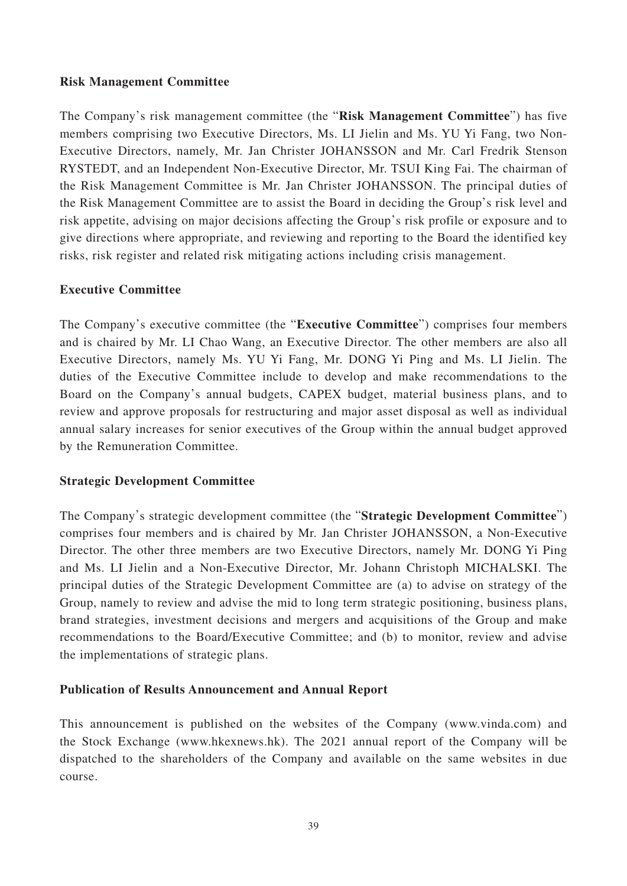**Risk Management Committee**

The Company's risk management committee (the "**Risk Management Committee**") has five members comprising two Executive Directors, Ms. LI Jielin and Ms. YU Yi Fang, two Non-Executive Directors, namely, Mr. Jan Christer JOHANSSON and Mr. Carl Fredrik Stenson RYSTEDT, and an Independent Non-Executive Director, Mr. TSUI King Fai. The chairman of the Risk Management Committee is Mr. Jan Christer JOHANSSON. The principal duties of the Risk Management Committee are to assist the Board in deciding the Group's risk level and risk appetite, advising on major decisions affecting the Group's risk profile or exposure and to give directions where appropriate, and reviewing and reporting to the Board the identified key risks, risk register and related risk mitigating actions including crisis management.

**Executive Committee**

The Company's executive committee (the "**Executive Committee**") comprises four members and is chaired by Mr. LI Chao Wang, an Executive Director. The other members are also all Executive Directors, namely Ms. YU Yi Fang, Mr. DONG Yi Ping and Ms. LI Jielin. The duties of the Executive Committee include to develop and make recommendations to the Board on the Company's annual budgets, CAPEX budget, material business plans, and to review and approve proposals for restructuring and major asset disposal as well as individual annual salary increases for senior executives of the Group within the annual budget approved by the Remuneration Committee.

**Strategic Development Committee**

The Company's strategic development committee (the "**Strategic Development Committee**") comprises four members and is chaired by Mr. Jan Christer JOHANSSON, a Non-Executive Director. The other three members are two Executive Directors, namely Mr. DONG Yi Ping and Ms. LI Jielin and a Non-Executive Director, Mr. Johann Christoph MICHALSKI. The principal duties of the Strategic Development Committee are (a) to advise on strategy of the Group, namely to review and advise the mid to long term strategic positioning, business plans, brand strategies, investment decisions and mergers and acquisitions of the Group and make recommendations to the Board/Executive Committee; and (b) to monitor, review and advise the implementations of strategic plans.

**Publication of Results Announcement and Annual Report**

This announcement is published on the websites of the Company (www.vinda.com) and the Stock Exchange (www.hkexnews.hk). The 2021 annual report of the Company will be dispatched to the shareholders of the Company and available on the same websites in due course.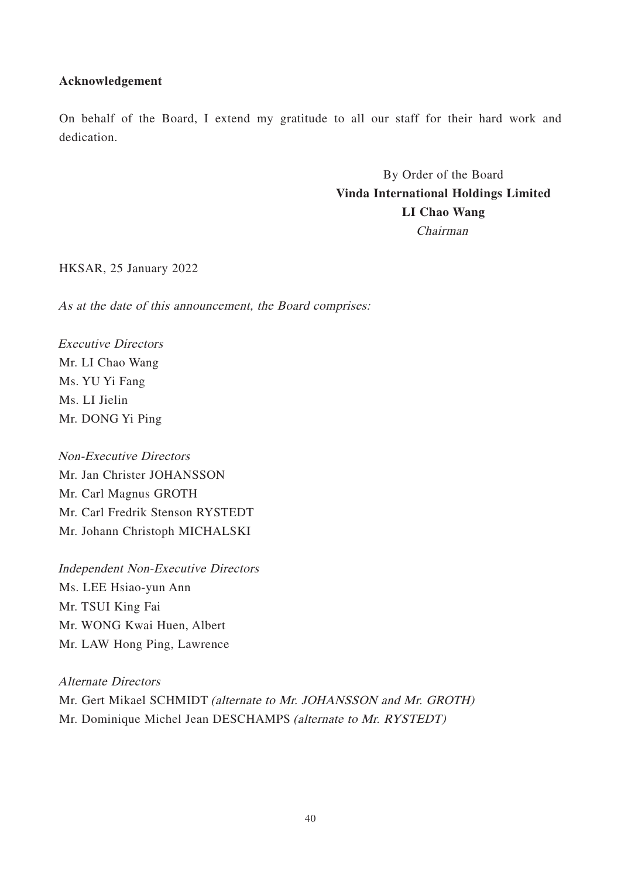**Acknowledgement**

On behalf of the Board, I extend my gratitude to all our staff for their hard work and dedication.

By Order of the Board
**Vinda International Holdings Limited**
**LI Chao Wang**
*Chairman*

HKSAR, 25 January 2022

*As at the date of this announcement, the Board comprises:*

*Executive Directors*
Mr. LI Chao Wang
Ms. YU Yi Fang
Ms. LI Jielin
Mr. DONG Yi Ping

*Non-Executive Directors*
Mr. Jan Christer JOHANSSON
Mr. Carl Magnus GROTH
Mr. Carl Fredrik Stenson RYSTEDT
Mr. Johann Christoph MICHALSKI

*Independent Non-Executive Directors*
Ms. LEE Hsiao-yun Ann
Mr. TSUI King Fai
Mr. WONG Kwai Huen, Albert
Mr. LAW Hong Ping, Lawrence

*Alternate Directors*
Mr. Gert Mikael SCHMIDT *(alternate to Mr. JOHANSSON and Mr. GROTH)*
Mr. Dominique Michel Jean DESCHAMPS *(alternate to Mr. RYSTEDT)*